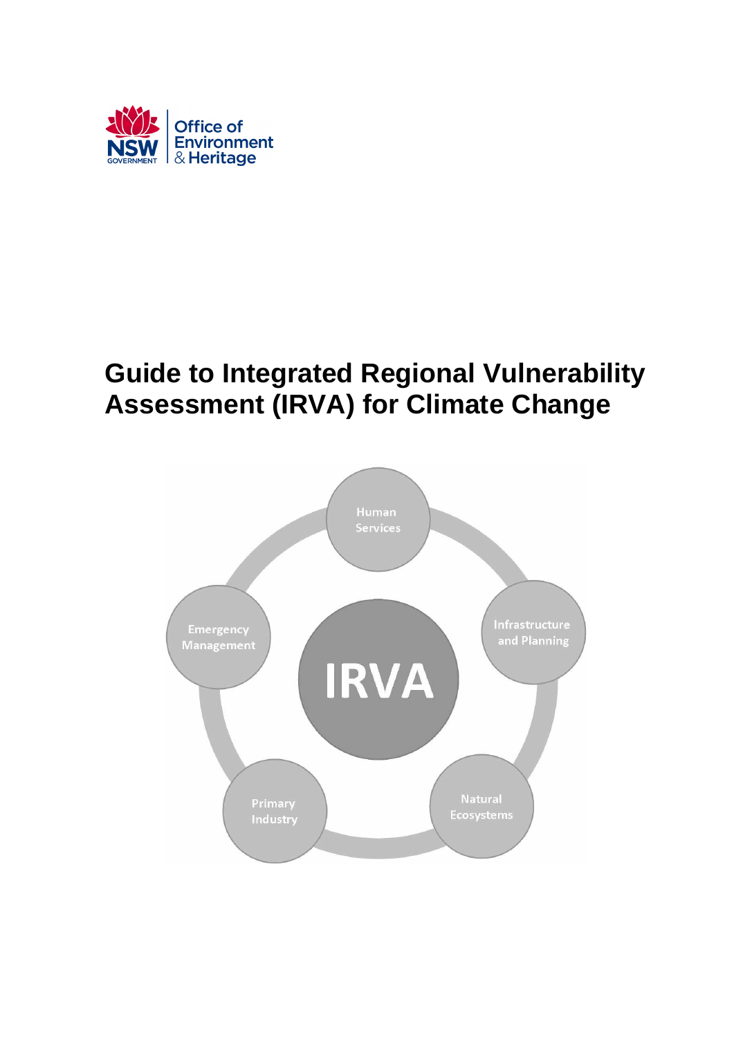Office of Environment & Heritage

# Guide to Integrated Regional Vulnerability Assessment (IRVA) for Climate Change

Human Services

Infrastructure and Planning

Natural Ecosystems

Primary Industry

Emergency Management

IRVA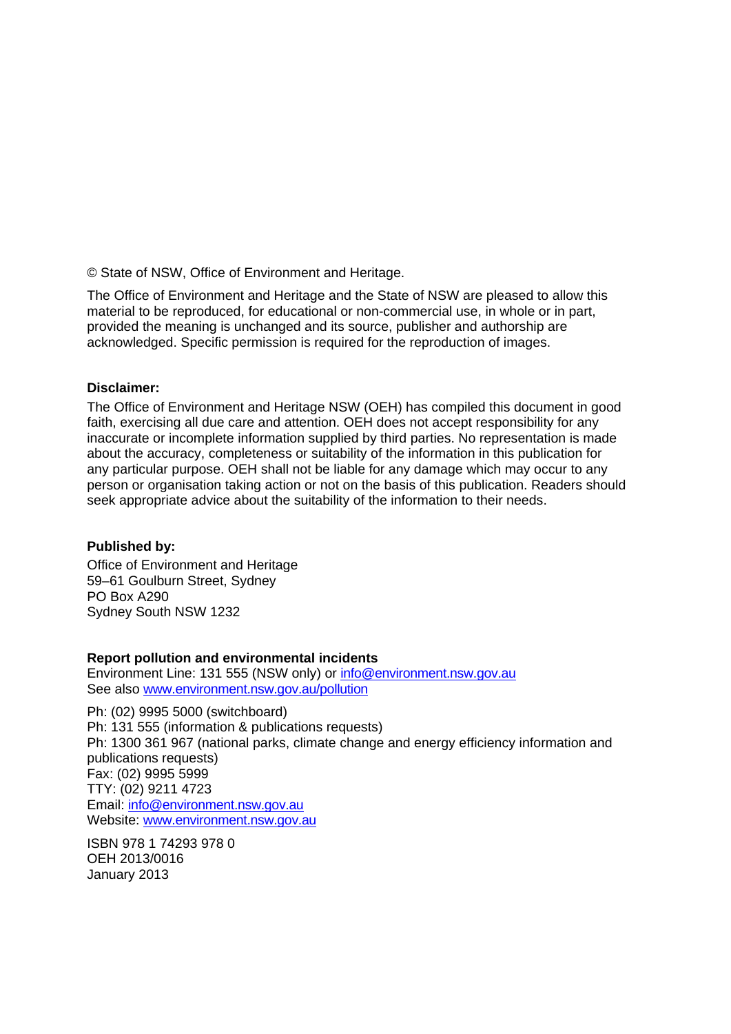© State of NSW, Office of Environment and Heritage.

The Office of Environment and Heritage and the State of NSW are pleased to allow this material to be reproduced, for educational or non-commercial use, in whole or in part, provided the meaning is unchanged and its source, publisher and authorship are acknowledged. Specific permission is required for the reproduction of images.

**Disclaimer:**

The Office of Environment and Heritage NSW (OEH) has compiled this document in good faith, exercising all due care and attention. OEH does not accept responsibility for any inaccurate or incomplete information supplied by third parties. No representation is made about the accuracy, completeness or suitability of the information in this publication for any particular purpose. OEH shall not be liable for any damage which may occur to any person or organisation taking action or not on the basis of this publication. Readers should seek appropriate advice about the suitability of the information to their needs.

**Published by:**

Office of Environment and Heritage
59–61 Goulburn Street, Sydney
PO Box A290
Sydney South NSW 1232

**Report pollution and environmental incidents**
Environment Line: 131 555 (NSW only) or info@environment.nsw.gov.au
See also www.environment.nsw.gov.au/pollution

Ph: (02) 9995 5000 (switchboard)
Ph: 131 555 (information & publications requests)
Ph: 1300 361 967 (national parks, climate change and energy efficiency information and publications requests)
Fax: (02) 9995 5999
TTY: (02) 9211 4723
Email: info@environment.nsw.gov.au
Website: www.environment.nsw.gov.au

ISBN 978 1 74293 978 0
OEH 2013/0016
January 2013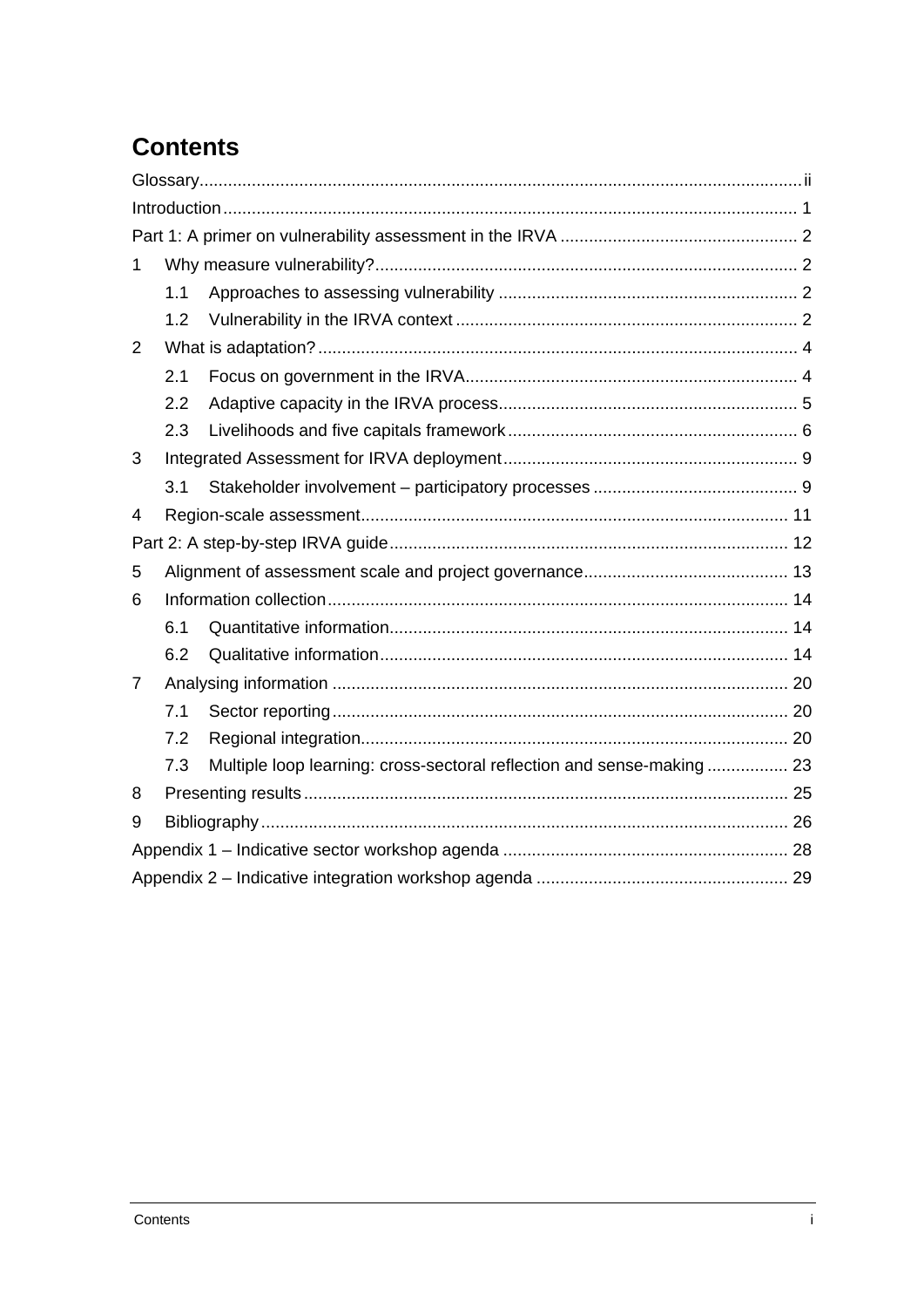# Contents

Glossary ii

Introduction 1

Part 1: A primer on vulnerability assessment in the IRVA 2

1 Why measure vulnerability? 2

- 1.1 Approaches to assessing vulnerability 2
- 1.2 Vulnerability in the IRVA context 2

2 What is adaptation? 4

- 2.1 Focus on government in the IRVA 4
- 2.2 Adaptive capacity in the IRVA process 5
- 2.3 Livelihoods and five capitals framework 6

3 Integrated Assessment for IRVA deployment 9

- 3.1 Stakeholder involvement – participatory processes 9

4 Region-scale assessment 11

Part 2: A step-by-step IRVA guide 12

5 Alignment of assessment scale and project governance 13

6 Information collection 14

- 6.1 Quantitative information 14
- 6.2 Qualitative information 14

7 Analysing information 20

- 7.1 Sector reporting 20
- 7.2 Regional integration 20
- 7.3 Multiple loop learning: cross-sectoral reflection and sense-making 23

8 Presenting results 25

9 Bibliography 26

Appendix 1 – Indicative sector workshop agenda 28

Appendix 2 – Indicative integration workshop agenda 29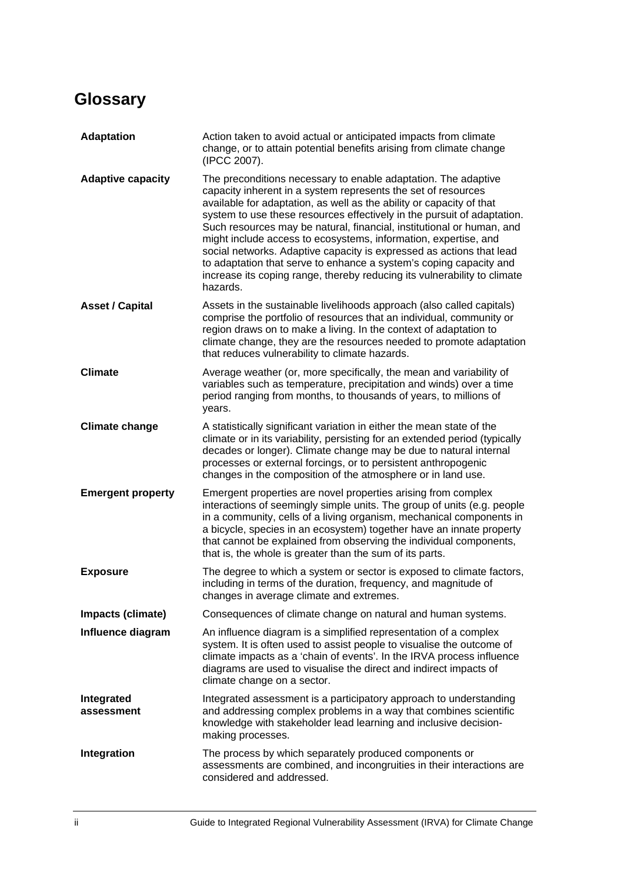# Glossary

| | |
|---|---|
| **Adaptation** | Action taken to avoid actual or anticipated impacts from climate change, or to attain potential benefits arising from climate change (IPCC 2007). |
| **Adaptive capacity** | The preconditions necessary to enable adaptation. The adaptive capacity inherent in a system represents the set of resources available for adaptation, as well as the ability or capacity of that system to use these resources effectively in the pursuit of adaptation. Such resources may be natural, financial, institutional or human, and might include access to ecosystems, information, expertise, and social networks. Adaptive capacity is expressed as actions that lead to adaptation that serve to enhance a system's coping capacity and increase its coping range, thereby reducing its vulnerability to climate hazards. |
| **Asset / Capital** | Assets in the sustainable livelihoods approach (also called capitals) comprise the portfolio of resources that an individual, community or region draws on to make a living. In the context of adaptation to climate change, they are the resources needed to promote adaptation that reduces vulnerability to climate hazards. |
| **Climate** | Average weather (or, more specifically, the mean and variability of variables such as temperature, precipitation and winds) over a time period ranging from months, to thousands of years, to millions of years. |
| **Climate change** | A statistically significant variation in either the mean state of the climate or in its variability, persisting for an extended period (typically decades or longer). Climate change may be due to natural internal processes or external forcings, or to persistent anthropogenic changes in the composition of the atmosphere or in land use. |
| **Emergent property** | Emergent properties are novel properties arising from complex interactions of seemingly simple units. The group of units (e.g. people in a community, cells of a living organism, mechanical components in a bicycle, species in an ecosystem) together have an innate property that cannot be explained from observing the individual components, that is, the whole is greater than the sum of its parts. |
| **Exposure** | The degree to which a system or sector is exposed to climate factors, including in terms of the duration, frequency, and magnitude of changes in average climate and extremes. |
| **Impacts (climate)** | Consequences of climate change on natural and human systems. |
| **Influence diagram** | An influence diagram is a simplified representation of a complex system. It is often used to assist people to visualise the outcome of climate impacts as a 'chain of events'. In the IRVA process influence diagrams are used to visualise the direct and indirect impacts of climate change on a sector. |
| **Integrated assessment** | Integrated assessment is a participatory approach to understanding and addressing complex problems in a way that combines scientific knowledge with stakeholder lead learning and inclusive decision-making processes. |
| **Integration** | The process by which separately produced components or assessments are combined, and incongruities in their interactions are considered and addressed. |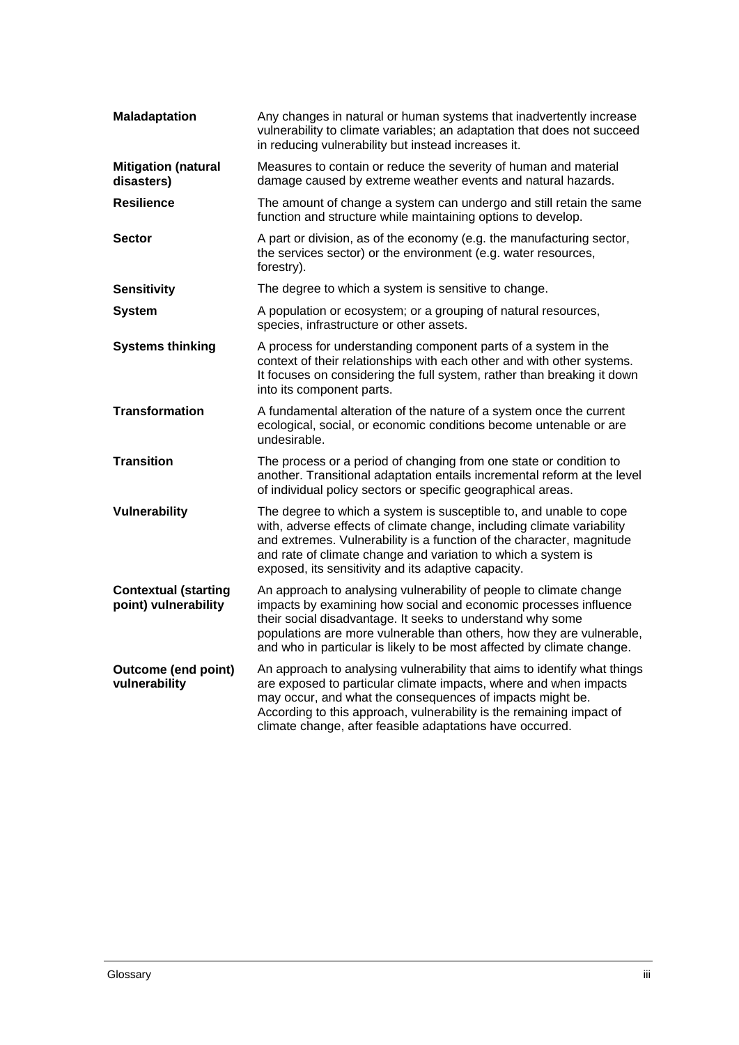| | |
|---|---|
| **Maladaptation** | Any changes in natural or human systems that inadvertently increase vulnerability to climate variables; an adaptation that does not succeed in reducing vulnerability but instead increases it. |
| **Mitigation (natural disasters)** | Measures to contain or reduce the severity of human and material damage caused by extreme weather events and natural hazards. |
| **Resilience** | The amount of change a system can undergo and still retain the same function and structure while maintaining options to develop. |
| **Sector** | A part or division, as of the economy (e.g. the manufacturing sector, the services sector) or the environment (e.g. water resources, forestry). |
| **Sensitivity** | The degree to which a system is sensitive to change. |
| **System** | A population or ecosystem; or a grouping of natural resources, species, infrastructure or other assets. |
| **Systems thinking** | A process for understanding component parts of a system in the context of their relationships with each other and with other systems. It focuses on considering the full system, rather than breaking it down into its component parts. |
| **Transformation** | A fundamental alteration of the nature of a system once the current ecological, social, or economic conditions become untenable or are undesirable. |
| **Transition** | The process or a period of changing from one state or condition to another. Transitional adaptation entails incremental reform at the level of individual policy sectors or specific geographical areas. |
| **Vulnerability** | The degree to which a system is susceptible to, and unable to cope with, adverse effects of climate change, including climate variability and extremes. Vulnerability is a function of the character, magnitude and rate of climate change and variation to which a system is exposed, its sensitivity and its adaptive capacity. |
| **Contextual (starting point) vulnerability** | An approach to analysing vulnerability of people to climate change impacts by examining how social and economic processes influence their social disadvantage. It seeks to understand why some populations are more vulnerable than others, how they are vulnerable, and who in particular is likely to be most affected by climate change. |
| **Outcome (end point) vulnerability** | An approach to analysing vulnerability that aims to identify what things are exposed to particular climate impacts, where and when impacts may occur, and what the consequences of impacts might be. According to this approach, vulnerability is the remaining impact of climate change, after feasible adaptations have occurred. |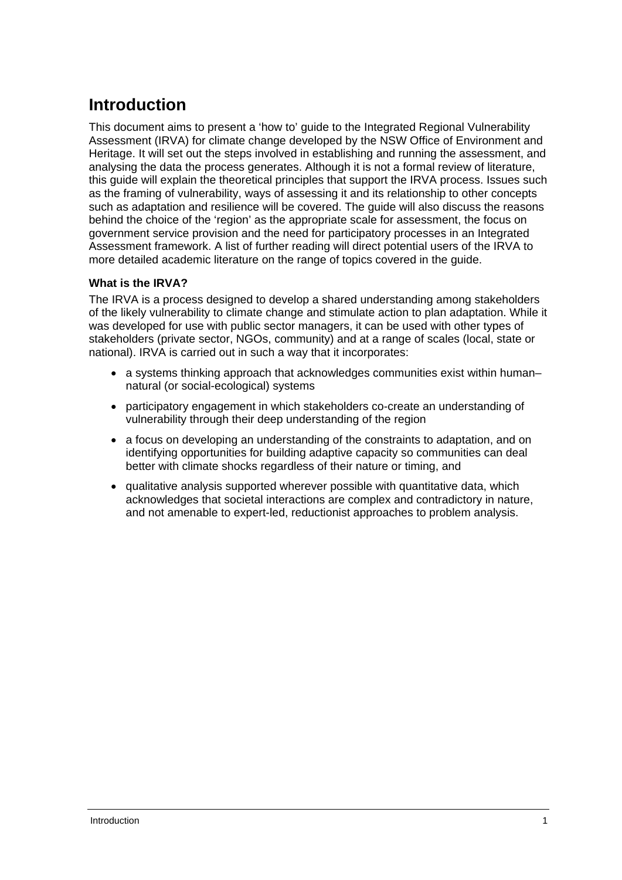# Introduction

This document aims to present a 'how to' guide to the Integrated Regional Vulnerability Assessment (IRVA) for climate change developed by the NSW Office of Environment and Heritage. It will set out the steps involved in establishing and running the assessment, and analysing the data the process generates. Although it is not a formal review of literature, this guide will explain the theoretical principles that support the IRVA process. Issues such as the framing of vulnerability, ways of assessing it and its relationship to other concepts such as adaptation and resilience will be covered. The guide will also discuss the reasons behind the choice of the 'region' as the appropriate scale for assessment, the focus on government service provision and the need for participatory processes in an Integrated Assessment framework. A list of further reading will direct potential users of the IRVA to more detailed academic literature on the range of topics covered in the guide.

### What is the IRVA?

The IRVA is a process designed to develop a shared understanding among stakeholders of the likely vulnerability to climate change and stimulate action to plan adaptation. While it was developed for use with public sector managers, it can be used with other types of stakeholders (private sector, NGOs, community) and at a range of scales (local, state or national). IRVA is carried out in such a way that it incorporates:

- a systems thinking approach that acknowledges communities exist within human–natural (or social-ecological) systems
- participatory engagement in which stakeholders co-create an understanding of vulnerability through their deep understanding of the region
- a focus on developing an understanding of the constraints to adaptation, and on identifying opportunities for building adaptive capacity so communities can deal better with climate shocks regardless of their nature or timing, and
- qualitative analysis supported wherever possible with quantitative data, which acknowledges that societal interactions are complex and contradictory in nature, and not amenable to expert-led, reductionist approaches to problem analysis.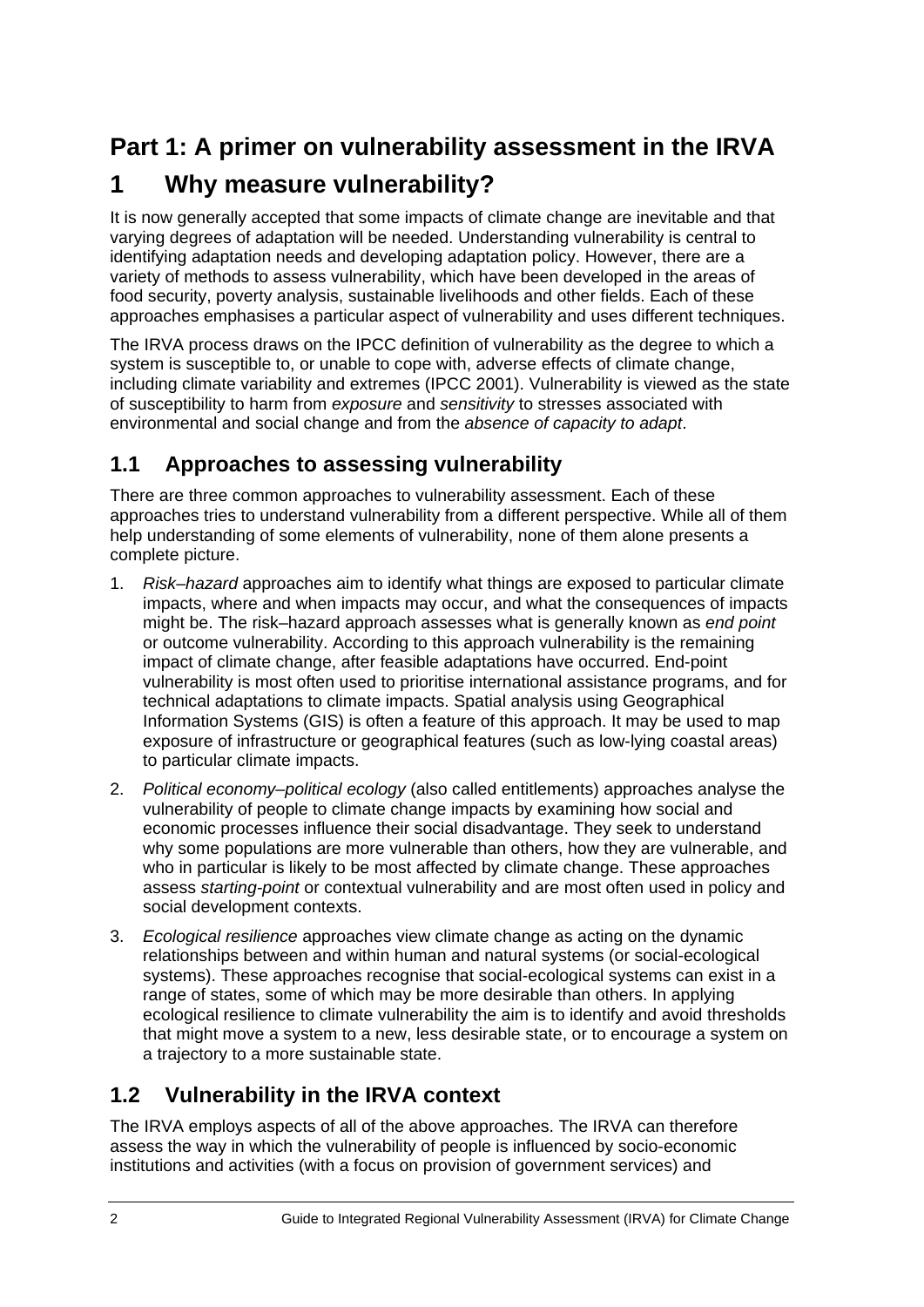# Part 1: A primer on vulnerability assessment in the IRVA

## 1 Why measure vulnerability?

It is now generally accepted that some impacts of climate change are inevitable and that varying degrees of adaptation will be needed. Understanding vulnerability is central to identifying adaptation needs and developing adaptation policy. However, there are a variety of methods to assess vulnerability, which have been developed in the areas of food security, poverty analysis, sustainable livelihoods and other fields. Each of these approaches emphasises a particular aspect of vulnerability and uses different techniques.

The IRVA process draws on the IPCC definition of vulnerability as the degree to which a system is susceptible to, or unable to cope with, adverse effects of climate change, including climate variability and extremes (IPCC 2001). Vulnerability is viewed as the state of susceptibility to harm from *exposure* and *sensitivity* to stresses associated with environmental and social change and from the *absence of capacity to adapt*.

### 1.1 Approaches to assessing vulnerability

There are three common approaches to vulnerability assessment. Each of these approaches tries to understand vulnerability from a different perspective. While all of them help understanding of some elements of vulnerability, none of them alone presents a complete picture.

1. *Risk–hazard* approaches aim to identify what things are exposed to particular climate impacts, where and when impacts may occur, and what the consequences of impacts might be. The risk–hazard approach assesses what is generally known as *end point* or outcome vulnerability. According to this approach vulnerability is the remaining impact of climate change, after feasible adaptations have occurred. End-point vulnerability is most often used to prioritise international assistance programs, and for technical adaptations to climate impacts. Spatial analysis using Geographical Information Systems (GIS) is often a feature of this approach. It may be used to map exposure of infrastructure or geographical features (such as low-lying coastal areas) to particular climate impacts.
2. *Political economy–political ecology* (also called entitlements) approaches analyse the vulnerability of people to climate change impacts by examining how social and economic processes influence their social disadvantage. They seek to understand why some populations are more vulnerable than others, how they are vulnerable, and who in particular is likely to be most affected by climate change. These approaches assess *starting-point* or contextual vulnerability and are most often used in policy and social development contexts.
3. *Ecological resilience* approaches view climate change as acting on the dynamic relationships between and within human and natural systems (or social-ecological systems). These approaches recognise that social-ecological systems can exist in a range of states, some of which may be more desirable than others. In applying ecological resilience to climate vulnerability the aim is to identify and avoid thresholds that might move a system to a new, less desirable state, or to encourage a system on a trajectory to a more sustainable state.

### 1.2 Vulnerability in the IRVA context

The IRVA employs aspects of all of the above approaches. The IRVA can therefore assess the way in which the vulnerability of people is influenced by socio-economic institutions and activities (with a focus on provision of government services) and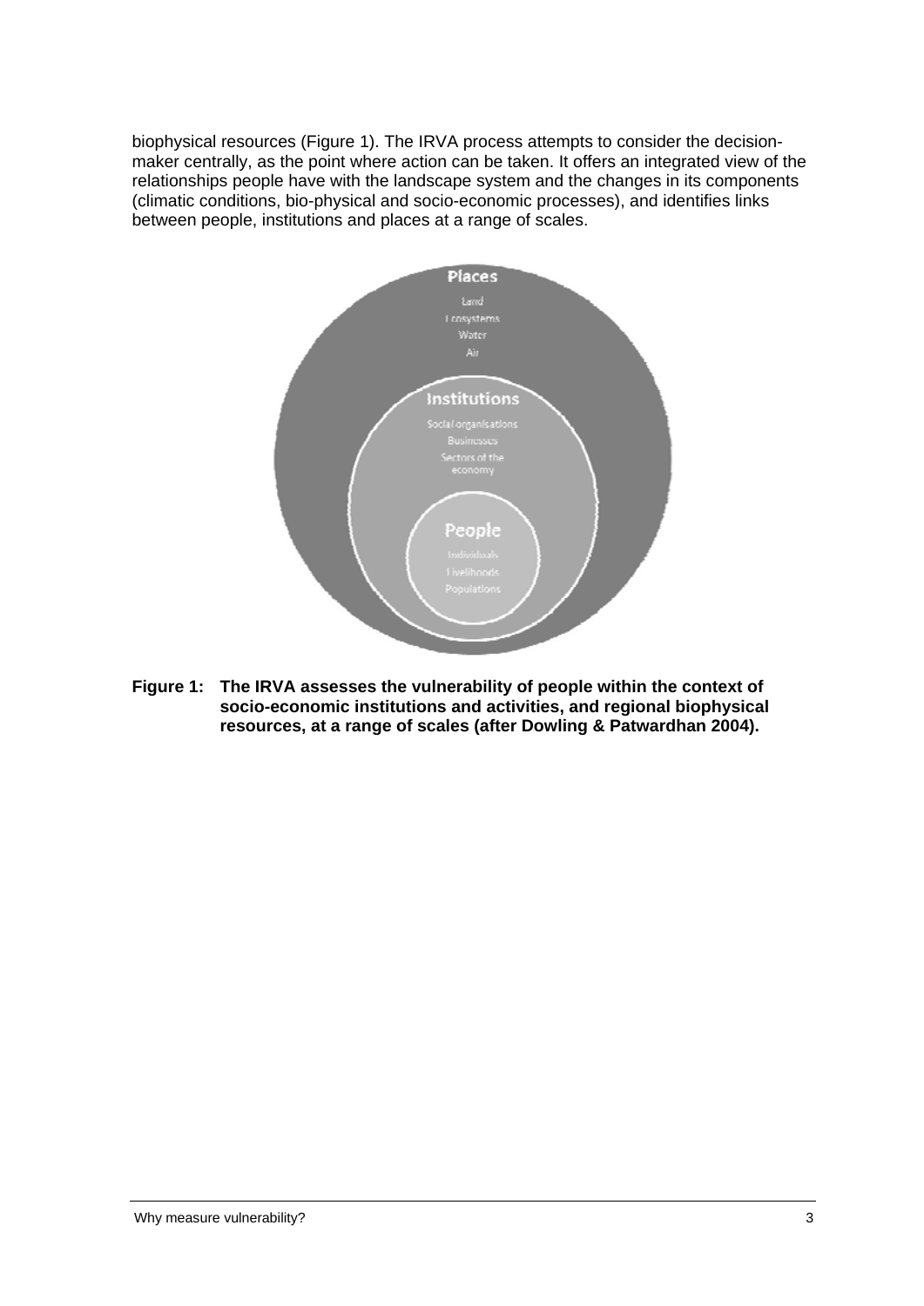biophysical resources (Figure 1). The IRVA process attempts to consider the decision-maker centrally, as the point where action can be taken. It offers an integrated view of the relationships people have with the landscape system and the changes in its components (climatic conditions, bio-physical and socio-economic processes), and identifies links between people, institutions and places at a range of scales.

Places
Land
Ecosystems
Water
Air

Institutions
Social organisations
Businesses
Sectors of the economy

People
Individuals
Livelihoods
Populations

**Figure 1: The IRVA assesses the vulnerability of people within the context of socio-economic institutions and activities, and regional biophysical resources, at a range of scales (after Dowling & Patwardhan 2004).**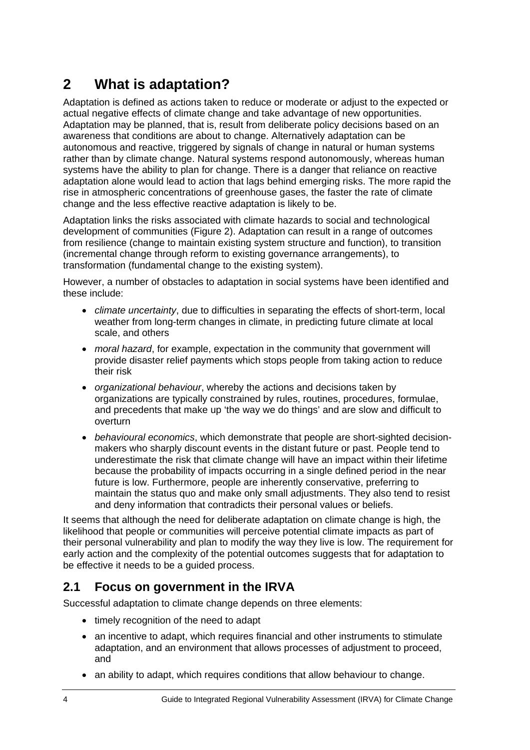# 2 What is adaptation?

Adaptation is defined as actions taken to reduce or moderate or adjust to the expected or actual negative effects of climate change and take advantage of new opportunities. Adaptation may be planned, that is, result from deliberate policy decisions based on an awareness that conditions are about to change. Alternatively adaptation can be autonomous and reactive, triggered by signals of change in natural or human systems rather than by climate change. Natural systems respond autonomously, whereas human systems have the ability to plan for change. There is a danger that reliance on reactive adaptation alone would lead to action that lags behind emerging risks. The more rapid the rise in atmospheric concentrations of greenhouse gases, the faster the rate of climate change and the less effective reactive adaptation is likely to be.

Adaptation links the risks associated with climate hazards to social and technological development of communities (Figure 2). Adaptation can result in a range of outcomes from resilience (change to maintain existing system structure and function), to transition (incremental change through reform to existing governance arrangements), to transformation (fundamental change to the existing system).

However, a number of obstacles to adaptation in social systems have been identified and these include:

- *climate uncertainty*, due to difficulties in separating the effects of short-term, local weather from long-term changes in climate, in predicting future climate at local scale, and others
- *moral hazard*, for example, expectation in the community that government will provide disaster relief payments which stops people from taking action to reduce their risk
- *organizational behaviour*, whereby the actions and decisions taken by organizations are typically constrained by rules, routines, procedures, formulae, and precedents that make up 'the way we do things' and are slow and difficult to overturn
- *behavioural economics*, which demonstrate that people are short-sighted decision-makers who sharply discount events in the distant future or past. People tend to underestimate the risk that climate change will have an impact within their lifetime because the probability of impacts occurring in a single defined period in the near future is low. Furthermore, people are inherently conservative, preferring to maintain the status quo and make only small adjustments. They also tend to resist and deny information that contradicts their personal values or beliefs.

It seems that although the need for deliberate adaptation on climate change is high, the likelihood that people or communities will perceive potential climate impacts as part of their personal vulnerability and plan to modify the way they live is low. The requirement for early action and the complexity of the potential outcomes suggests that for adaptation to be effective it needs to be a guided process.

## 2.1 Focus on government in the IRVA

Successful adaptation to climate change depends on three elements:

- timely recognition of the need to adapt
- an incentive to adapt, which requires financial and other instruments to stimulate adaptation, and an environment that allows processes of adjustment to proceed, and
- an ability to adapt, which requires conditions that allow behaviour to change.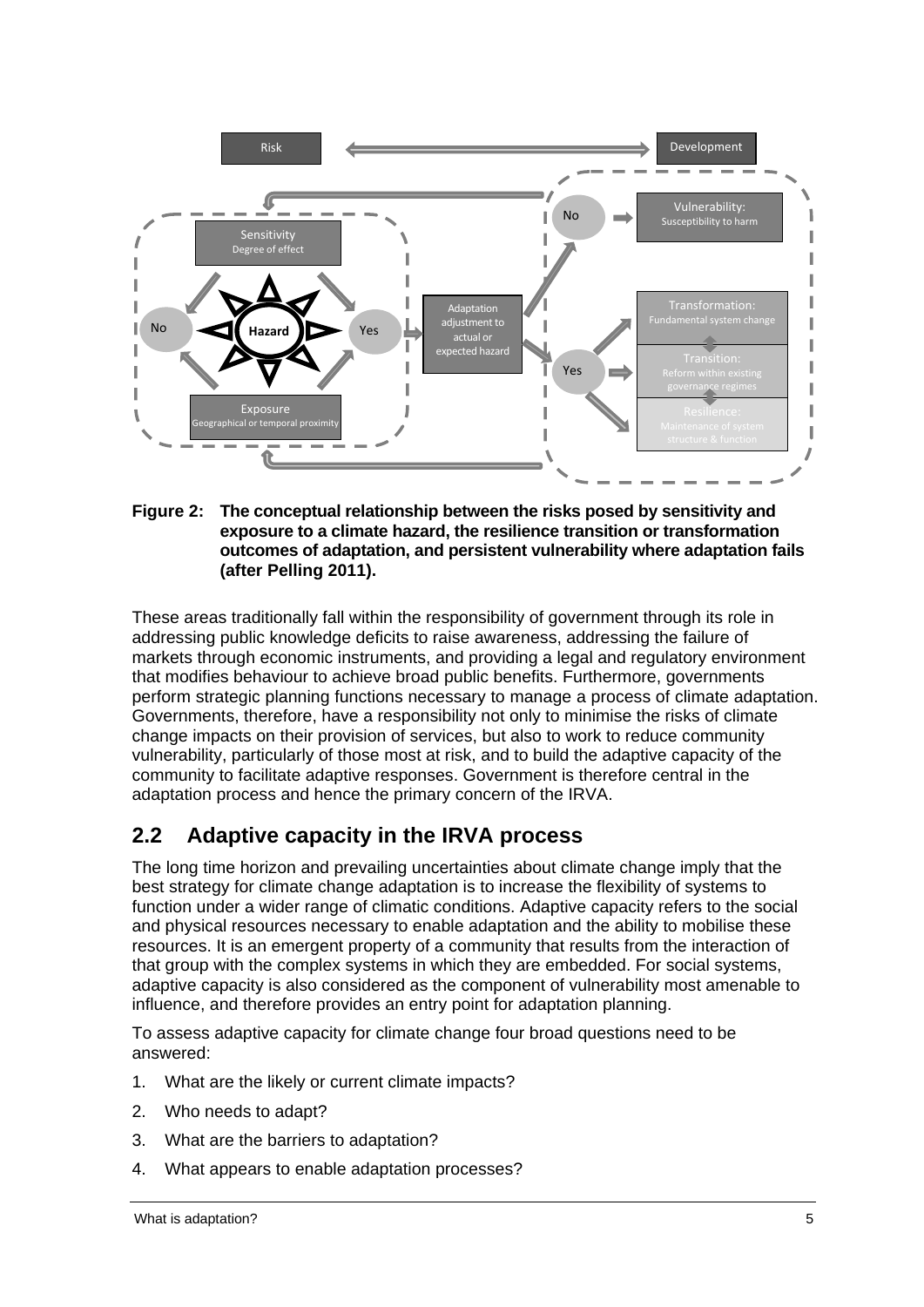**Figure 2: The conceptual relationship between the risks posed by sensitivity and exposure to a climate hazard, the resilience transition or transformation outcomes of adaptation, and persistent vulnerability where adaptation fails (after Pelling 2011).**

These areas traditionally fall within the responsibility of government through its role in addressing public knowledge deficits to raise awareness, addressing the failure of markets through economic instruments, and providing a legal and regulatory environment that modifies behaviour to achieve broad public benefits. Furthermore, governments perform strategic planning functions necessary to manage a process of climate adaptation. Governments, therefore, have a responsibility not only to minimise the risks of climate change impacts on their provision of services, but also to work to reduce community vulnerability, particularly of those most at risk, and to build the adaptive capacity of the community to facilitate adaptive responses. Government is therefore central in the adaptation process and hence the primary concern of the IRVA.

## 2.2 Adaptive capacity in the IRVA process

The long time horizon and prevailing uncertainties about climate change imply that the best strategy for climate change adaptation is to increase the flexibility of systems to function under a wider range of climatic conditions. Adaptive capacity refers to the social and physical resources necessary to enable adaptation and the ability to mobilise these resources. It is an emergent property of a community that results from the interaction of that group with the complex systems in which they are embedded. For social systems, adaptive capacity is also considered as the component of vulnerability most amenable to influence, and therefore provides an entry point for adaptation planning.

To assess adaptive capacity for climate change four broad questions need to be answered:

1. What are the likely or current climate impacts?
2. Who needs to adapt?
3. What are the barriers to adaptation?
4. What appears to enable adaptation processes?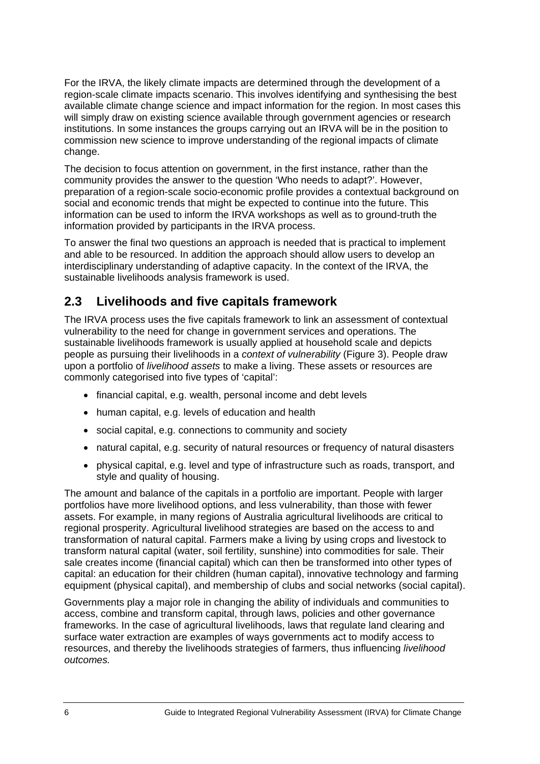For the IRVA, the likely climate impacts are determined through the development of a region-scale climate impacts scenario. This involves identifying and synthesising the best available climate change science and impact information for the region. In most cases this will simply draw on existing science available through government agencies or research institutions. In some instances the groups carrying out an IRVA will be in the position to commission new science to improve understanding of the regional impacts of climate change.

The decision to focus attention on government, in the first instance, rather than the community provides the answer to the question 'Who needs to adapt?'. However, preparation of a region-scale socio-economic profile provides a contextual background on social and economic trends that might be expected to continue into the future. This information can be used to inform the IRVA workshops as well as to ground-truth the information provided by participants in the IRVA process.

To answer the final two questions an approach is needed that is practical to implement and able to be resourced. In addition the approach should allow users to develop an interdisciplinary understanding of adaptive capacity. In the context of the IRVA, the sustainable livelihoods analysis framework is used.

## 2.3 Livelihoods and five capitals framework

The IRVA process uses the five capitals framework to link an assessment of contextual vulnerability to the need for change in government services and operations. The sustainable livelihoods framework is usually applied at household scale and depicts people as pursuing their livelihoods in a *context of vulnerability* (Figure 3). People draw upon a portfolio of *livelihood assets* to make a living. These assets or resources are commonly categorised into five types of 'capital':

- financial capital, e.g. wealth, personal income and debt levels
- human capital, e.g. levels of education and health
- social capital, e.g. connections to community and society
- natural capital, e.g. security of natural resources or frequency of natural disasters
- physical capital, e.g. level and type of infrastructure such as roads, transport, and style and quality of housing.

The amount and balance of the capitals in a portfolio are important. People with larger portfolios have more livelihood options, and less vulnerability, than those with fewer assets. For example, in many regions of Australia agricultural livelihoods are critical to regional prosperity. Agricultural livelihood strategies are based on the access to and transformation of natural capital. Farmers make a living by using crops and livestock to transform natural capital (water, soil fertility, sunshine) into commodities for sale. Their sale creates income (financial capital) which can then be transformed into other types of capital: an education for their children (human capital), innovative technology and farming equipment (physical capital), and membership of clubs and social networks (social capital).

Governments play a major role in changing the ability of individuals and communities to access, combine and transform capital, through laws, policies and other governance frameworks. In the case of agricultural livelihoods, laws that regulate land clearing and surface water extraction are examples of ways governments act to modify access to resources, and thereby the livelihoods strategies of farmers, thus influencing *livelihood outcomes.*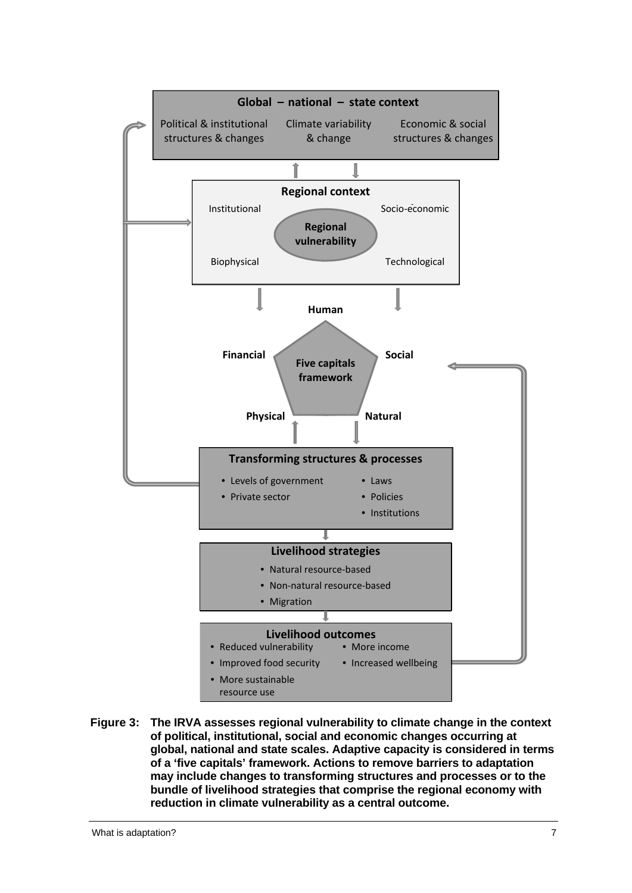**Global – national – state context**

- Political & institutional structures & changes
- Climate variability & change
- Economic & social structures & changes

**Regional context**

- Institutional
- Socio-economic
- Biophysical
- Technological

**Regional vulnerability**

**Five capitals framework**

- Human
- Social
- Natural
- Physical
- Financial

**Transforming structures & processes**

- Levels of government
- Private sector
- Laws
- Policies
- Institutions

**Livelihood strategies**

- Natural resource-based
- Non-natural resource-based
- Migration

**Livelihood outcomes**

- Reduced vulnerability
- Improved food security
- More sustainable resource use
- More income
- Increased wellbeing

**Figure 3: The IRVA assesses regional vulnerability to climate change in the context of political, institutional, social and economic changes occurring at global, national and state scales. Adaptive capacity is considered in terms of a 'five capitals' framework. Actions to remove barriers to adaptation may include changes to transforming structures and processes or to the bundle of livelihood strategies that comprise the regional economy with reduction in climate vulnerability as a central outcome.**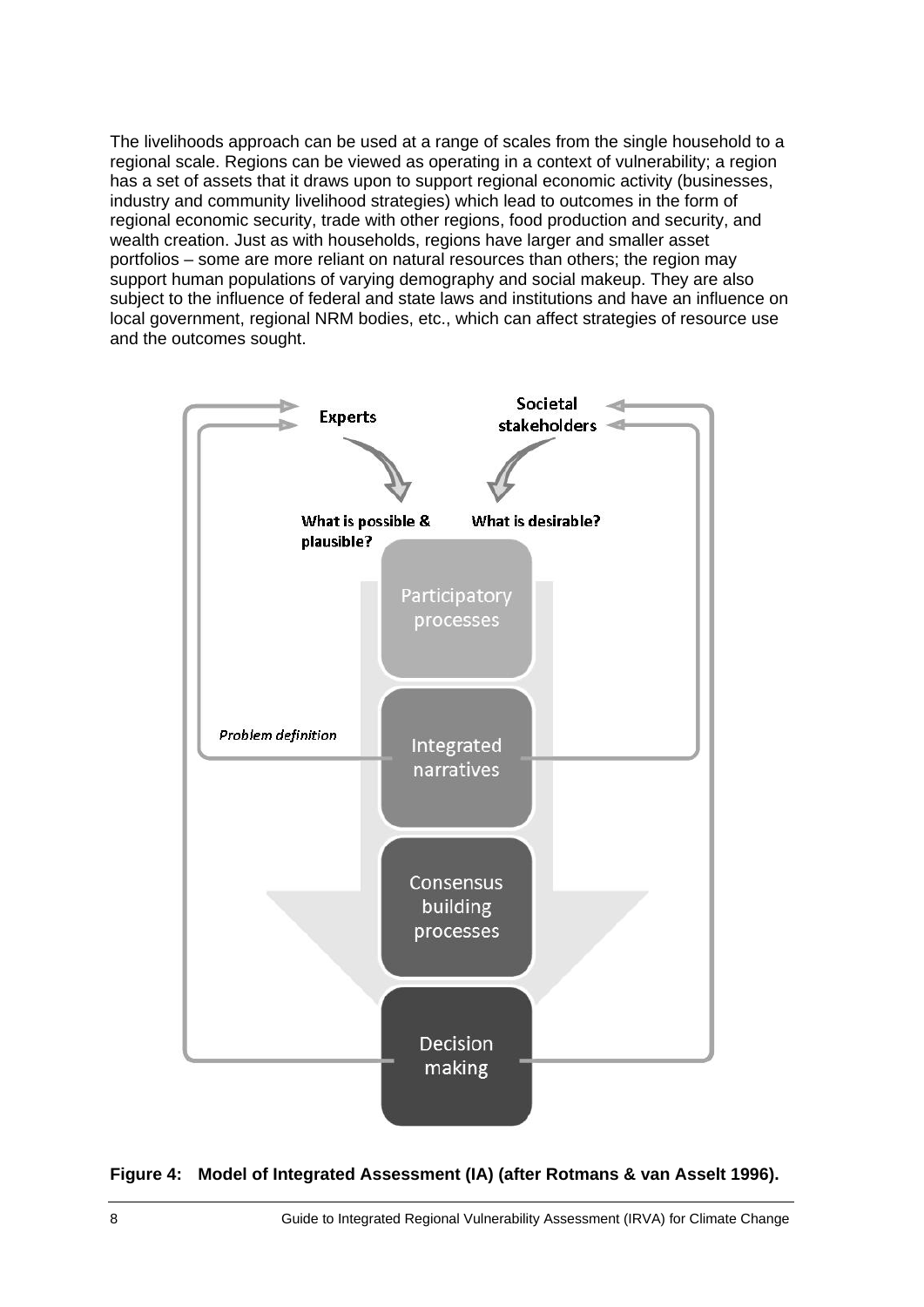The livelihoods approach can be used at a range of scales from the single household to a regional scale. Regions can be viewed as operating in a context of vulnerability; a region has a set of assets that it draws upon to support regional economic activity (businesses, industry and community livelihood strategies) which lead to outcomes in the form of regional economic security, trade with other regions, food production and security, and wealth creation. Just as with households, regions have larger and smaller asset portfolios – some are more reliant on natural resources than others; the region may support human populations of varying demography and social makeup. They are also subject to the influence of federal and state laws and institutions and have an influence on local government, regional NRM bodies, etc., which can affect strategies of resource use and the outcomes sought.

Experts

Societal stakeholders

What is possible & plausible?

What is desirable?

Participatory processes

*Problem definition*

Integrated narratives

Consensus building processes

Decision making

**Figure 4: Model of Integrated Assessment (IA) (after Rotmans & van Asselt 1996).**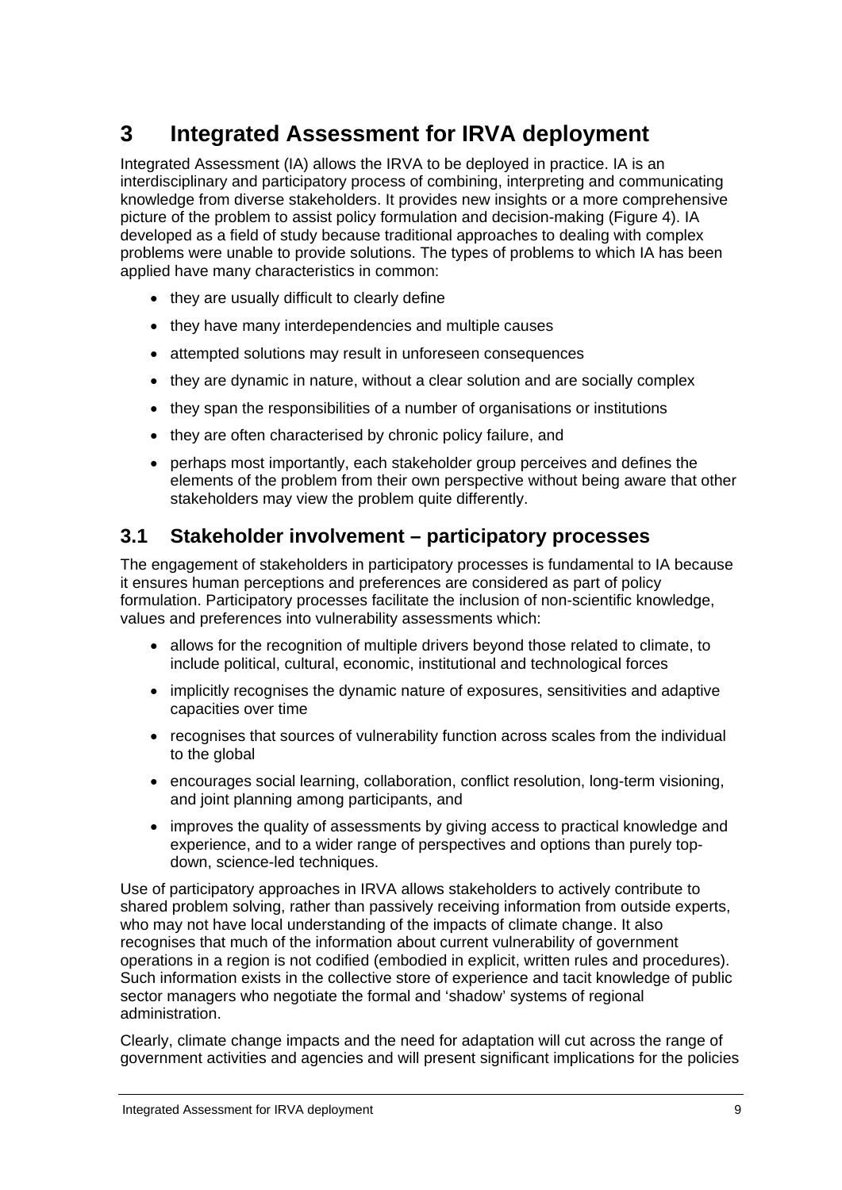# 3 Integrated Assessment for IRVA deployment

Integrated Assessment (IA) allows the IRVA to be deployed in practice. IA is an interdisciplinary and participatory process of combining, interpreting and communicating knowledge from diverse stakeholders. It provides new insights or a more comprehensive picture of the problem to assist policy formulation and decision-making (Figure 4). IA developed as a field of study because traditional approaches to dealing with complex problems were unable to provide solutions. The types of problems to which IA has been applied have many characteristics in common:

- they are usually difficult to clearly define
- they have many interdependencies and multiple causes
- attempted solutions may result in unforeseen consequences
- they are dynamic in nature, without a clear solution and are socially complex
- they span the responsibilities of a number of organisations or institutions
- they are often characterised by chronic policy failure, and
- perhaps most importantly, each stakeholder group perceives and defines the elements of the problem from their own perspective without being aware that other stakeholders may view the problem quite differently.

## 3.1 Stakeholder involvement – participatory processes

The engagement of stakeholders in participatory processes is fundamental to IA because it ensures human perceptions and preferences are considered as part of policy formulation. Participatory processes facilitate the inclusion of non-scientific knowledge, values and preferences into vulnerability assessments which:

- allows for the recognition of multiple drivers beyond those related to climate, to include political, cultural, economic, institutional and technological forces
- implicitly recognises the dynamic nature of exposures, sensitivities and adaptive capacities over time
- recognises that sources of vulnerability function across scales from the individual to the global
- encourages social learning, collaboration, conflict resolution, long-term visioning, and joint planning among participants, and
- improves the quality of assessments by giving access to practical knowledge and experience, and to a wider range of perspectives and options than purely top-down, science-led techniques.

Use of participatory approaches in IRVA allows stakeholders to actively contribute to shared problem solving, rather than passively receiving information from outside experts, who may not have local understanding of the impacts of climate change. It also recognises that much of the information about current vulnerability of government operations in a region is not codified (embodied in explicit, written rules and procedures). Such information exists in the collective store of experience and tacit knowledge of public sector managers who negotiate the formal and 'shadow' systems of regional administration.

Clearly, climate change impacts and the need for adaptation will cut across the range of government activities and agencies and will present significant implications for the policies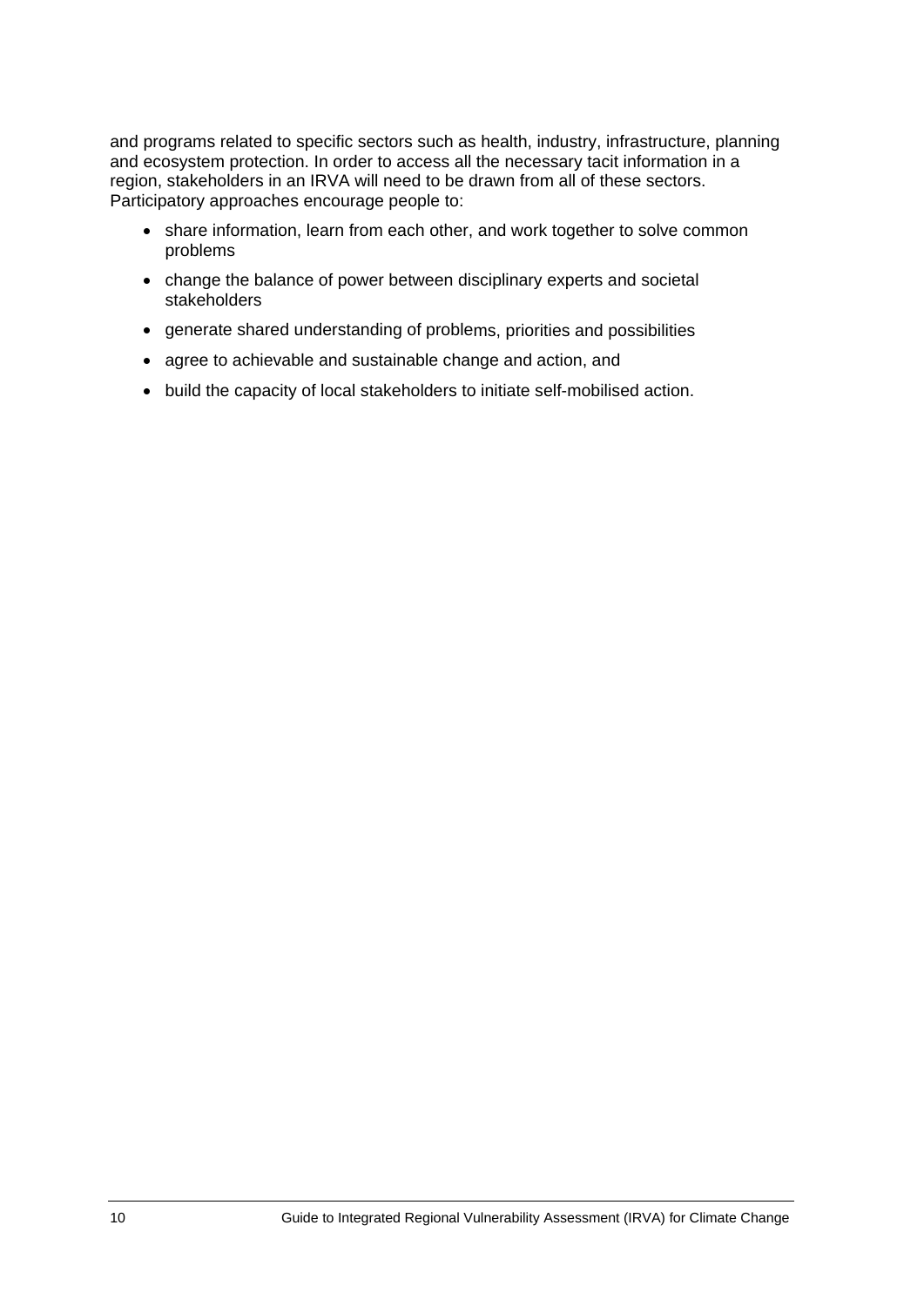and programs related to specific sectors such as health, industry, infrastructure, planning and ecosystem protection. In order to access all the necessary tacit information in a region, stakeholders in an IRVA will need to be drawn from all of these sectors. Participatory approaches encourage people to:

- share information, learn from each other, and work together to solve common problems
- change the balance of power between disciplinary experts and societal stakeholders
- generate shared understanding of problems, priorities and possibilities
- agree to achievable and sustainable change and action, and
- build the capacity of local stakeholders to initiate self-mobilised action.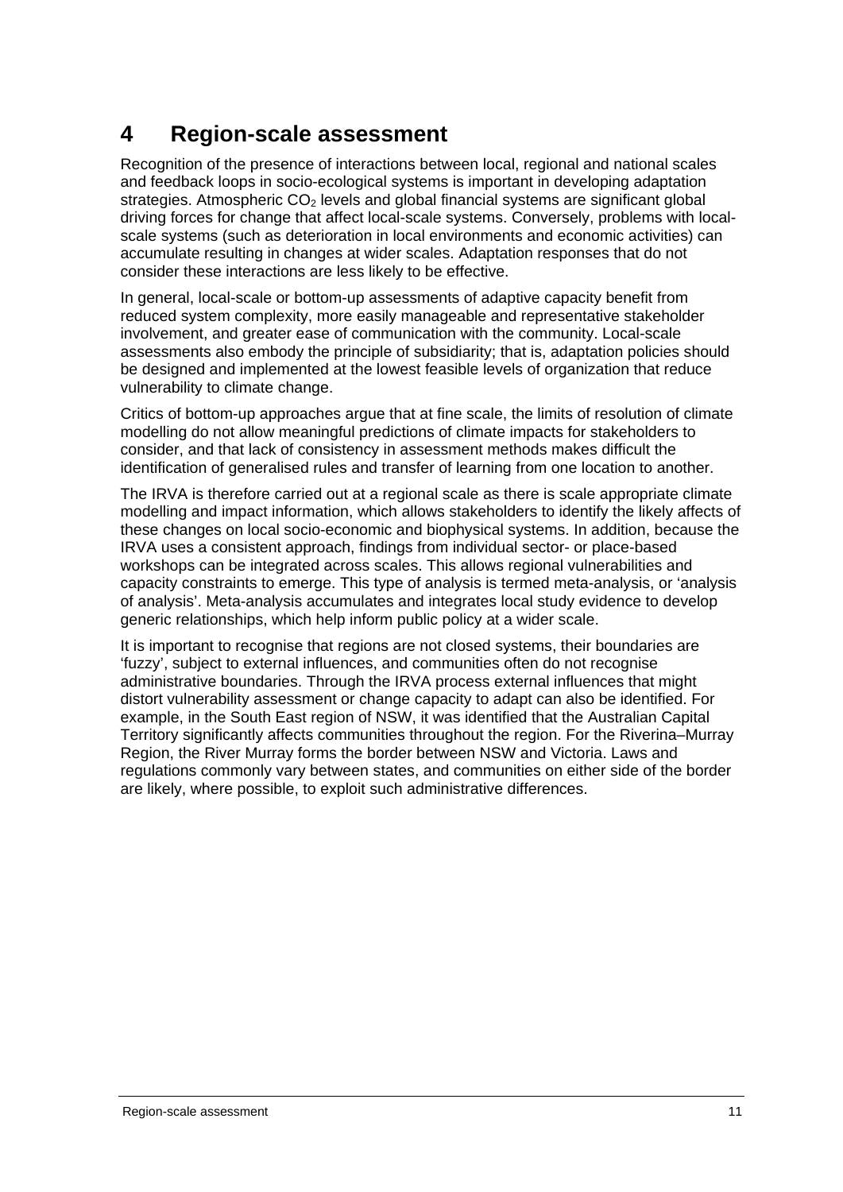# 4 Region-scale assessment

Recognition of the presence of interactions between local, regional and national scales and feedback loops in socio-ecological systems is important in developing adaptation strategies. Atmospheric $CO_2$ levels and global financial systems are significant global driving forces for change that affect local-scale systems. Conversely, problems with local-scale systems (such as deterioration in local environments and economic activities) can accumulate resulting in changes at wider scales. Adaptation responses that do not consider these interactions are less likely to be effective.

In general, local-scale or bottom-up assessments of adaptive capacity benefit from reduced system complexity, more easily manageable and representative stakeholder involvement, and greater ease of communication with the community. Local-scale assessments also embody the principle of subsidiarity; that is, adaptation policies should be designed and implemented at the lowest feasible levels of organization that reduce vulnerability to climate change.

Critics of bottom-up approaches argue that at fine scale, the limits of resolution of climate modelling do not allow meaningful predictions of climate impacts for stakeholders to consider, and that lack of consistency in assessment methods makes difficult the identification of generalised rules and transfer of learning from one location to another.

The IRVA is therefore carried out at a regional scale as there is scale appropriate climate modelling and impact information, which allows stakeholders to identify the likely affects of these changes on local socio-economic and biophysical systems. In addition, because the IRVA uses a consistent approach, findings from individual sector- or place-based workshops can be integrated across scales. This allows regional vulnerabilities and capacity constraints to emerge. This type of analysis is termed meta-analysis, or 'analysis of analysis'. Meta-analysis accumulates and integrates local study evidence to develop generic relationships, which help inform public policy at a wider scale.

It is important to recognise that regions are not closed systems, their boundaries are 'fuzzy', subject to external influences, and communities often do not recognise administrative boundaries. Through the IRVA process external influences that might distort vulnerability assessment or change capacity to adapt can also be identified. For example, in the South East region of NSW, it was identified that the Australian Capital Territory significantly affects communities throughout the region. For the Riverina–Murray Region, the River Murray forms the border between NSW and Victoria. Laws and regulations commonly vary between states, and communities on either side of the border are likely, where possible, to exploit such administrative differences.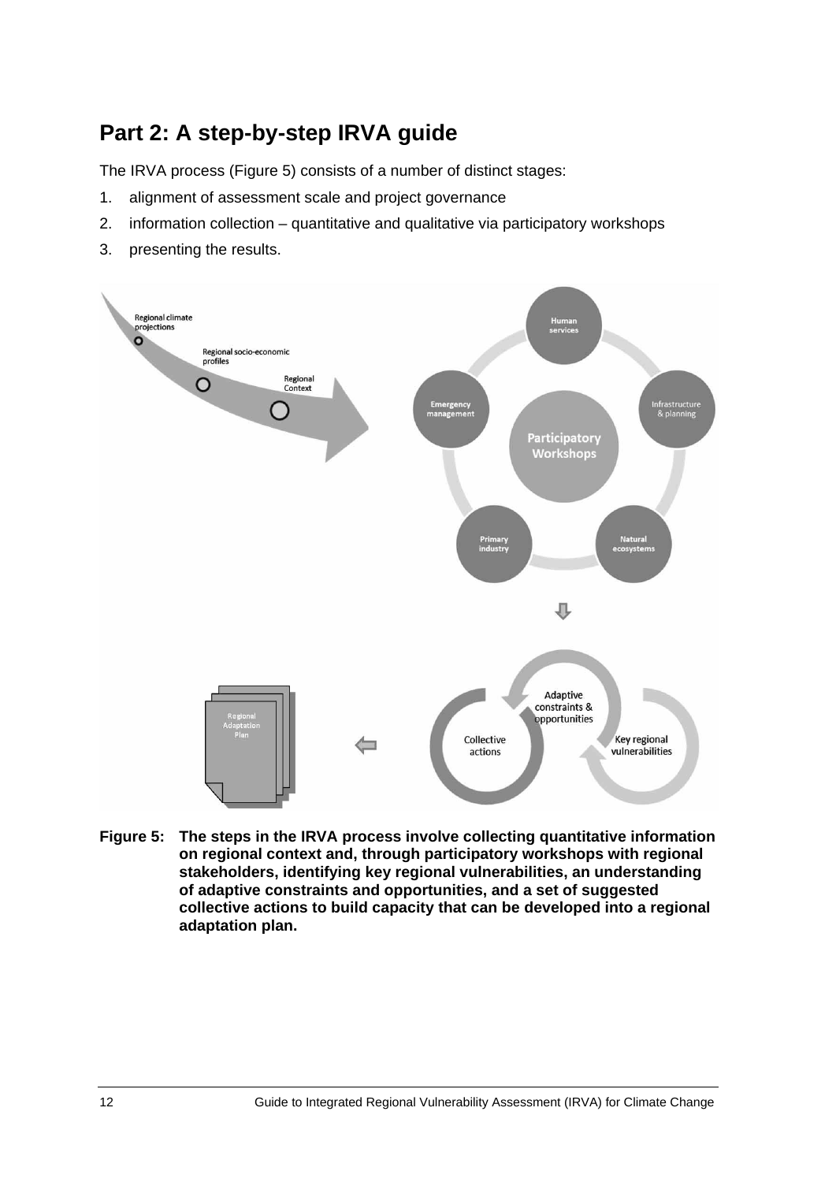# Part 2: A step-by-step IRVA guide

The IRVA process (Figure 5) consists of a number of distinct stages:

1. alignment of assessment scale and project governance
2. information collection – quantitative and qualitative via participatory workshops
3. presenting the results.

**Figure 5: The steps in the IRVA process involve collecting quantitative information on regional context and, through participatory workshops with regional stakeholders, identifying key regional vulnerabilities, an understanding of adaptive constraints and opportunities, and a set of suggested collective actions to build capacity that can be developed into a regional adaptation plan.**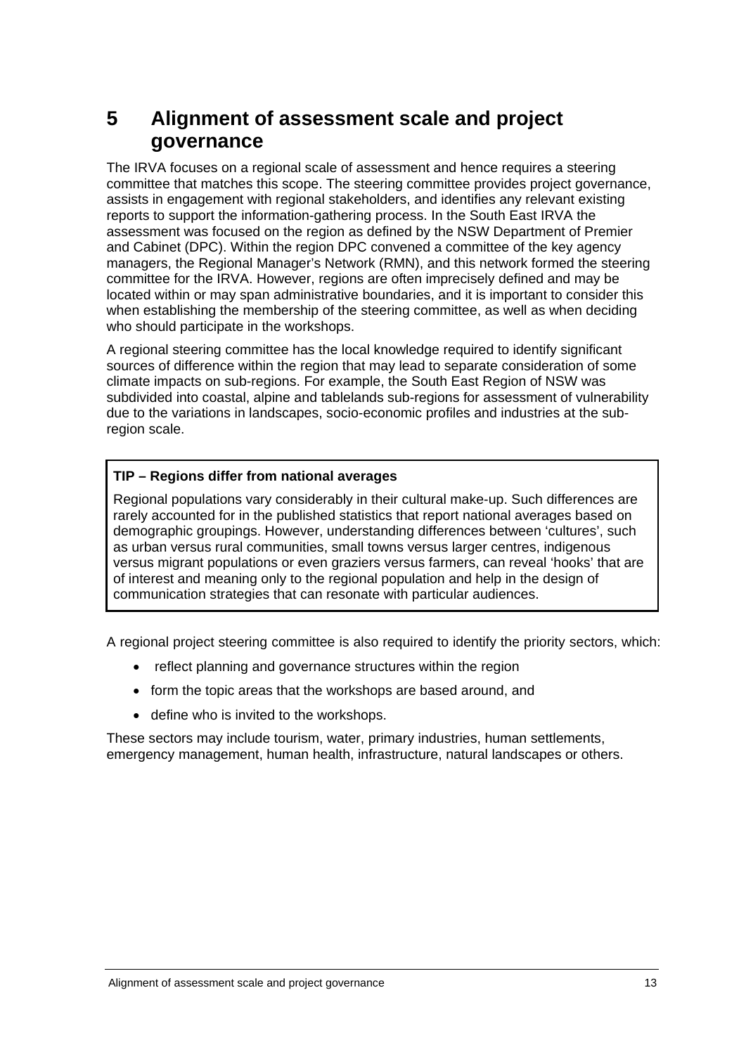# 5 Alignment of assessment scale and project governance

The IRVA focuses on a regional scale of assessment and hence requires a steering committee that matches this scope. The steering committee provides project governance, assists in engagement with regional stakeholders, and identifies any relevant existing reports to support the information-gathering process. In the South East IRVA the assessment was focused on the region as defined by the NSW Department of Premier and Cabinet (DPC). Within the region DPC convened a committee of the key agency managers, the Regional Manager's Network (RMN), and this network formed the steering committee for the IRVA. However, regions are often imprecisely defined and may be located within or may span administrative boundaries, and it is important to consider this when establishing the membership of the steering committee, as well as when deciding who should participate in the workshops.

A regional steering committee has the local knowledge required to identify significant sources of difference within the region that may lead to separate consideration of some climate impacts on sub-regions. For example, the South East Region of NSW was subdivided into coastal, alpine and tablelands sub-regions for assessment of vulnerability due to the variations in landscapes, socio-economic profiles and industries at the sub-region scale.

> **TIP – Regions differ from national averages**
>
> Regional populations vary considerably in their cultural make-up. Such differences are rarely accounted for in the published statistics that report national averages based on demographic groupings. However, understanding differences between 'cultures', such as urban versus rural communities, small towns versus larger centres, indigenous versus migrant populations or even graziers versus farmers, can reveal 'hooks' that are of interest and meaning only to the regional population and help in the design of communication strategies that can resonate with particular audiences.

A regional project steering committee is also required to identify the priority sectors, which:

- reflect planning and governance structures within the region
- form the topic areas that the workshops are based around, and
- define who is invited to the workshops.

These sectors may include tourism, water, primary industries, human settlements, emergency management, human health, infrastructure, natural landscapes or others.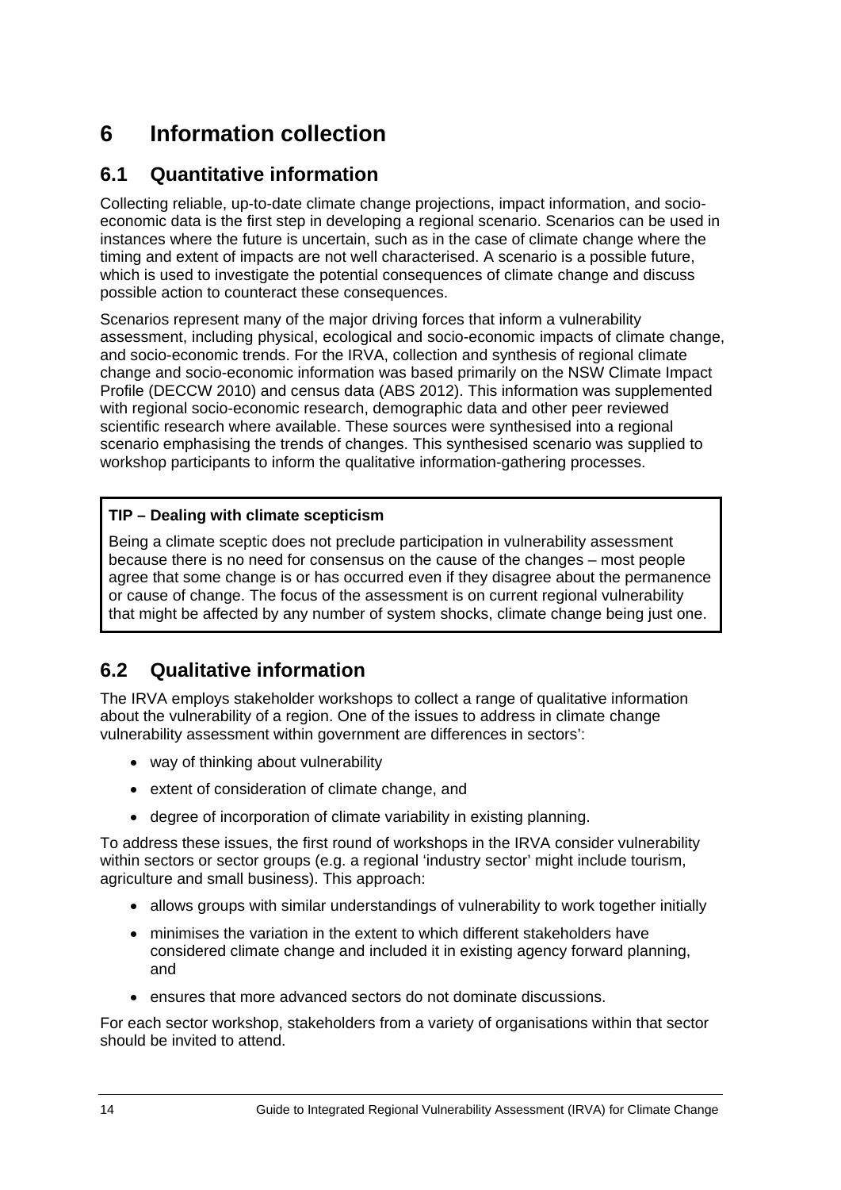# 6 Information collection

## 6.1 Quantitative information

Collecting reliable, up-to-date climate change projections, impact information, and socio-economic data is the first step in developing a regional scenario. Scenarios can be used in instances where the future is uncertain, such as in the case of climate change where the timing and extent of impacts are not well characterised. A scenario is a possible future, which is used to investigate the potential consequences of climate change and discuss possible action to counteract these consequences.

Scenarios represent many of the major driving forces that inform a vulnerability assessment, including physical, ecological and socio-economic impacts of climate change, and socio-economic trends. For the IRVA, collection and synthesis of regional climate change and socio-economic information was based primarily on the NSW Climate Impact Profile (DECCW 2010) and census data (ABS 2012). This information was supplemented with regional socio-economic research, demographic data and other peer reviewed scientific research where available. These sources were synthesised into a regional scenario emphasising the trends of changes. This synthesised scenario was supplied to workshop participants to inform the qualitative information-gathering processes.

**TIP – Dealing with climate scepticism**

Being a climate sceptic does not preclude participation in vulnerability assessment because there is no need for consensus on the cause of the changes – most people agree that some change is or has occurred even if they disagree about the permanence or cause of change. The focus of the assessment is on current regional vulnerability that might be affected by any number of system shocks, climate change being just one.

## 6.2 Qualitative information

The IRVA employs stakeholder workshops to collect a range of qualitative information about the vulnerability of a region. One of the issues to address in climate change vulnerability assessment within government are differences in sectors':

- way of thinking about vulnerability
- extent of consideration of climate change, and
- degree of incorporation of climate variability in existing planning.

To address these issues, the first round of workshops in the IRVA consider vulnerability within sectors or sector groups (e.g. a regional 'industry sector' might include tourism, agriculture and small business). This approach:

- allows groups with similar understandings of vulnerability to work together initially
- minimises the variation in the extent to which different stakeholders have considered climate change and included it in existing agency forward planning, and
- ensures that more advanced sectors do not dominate discussions.

For each sector workshop, stakeholders from a variety of organisations within that sector should be invited to attend.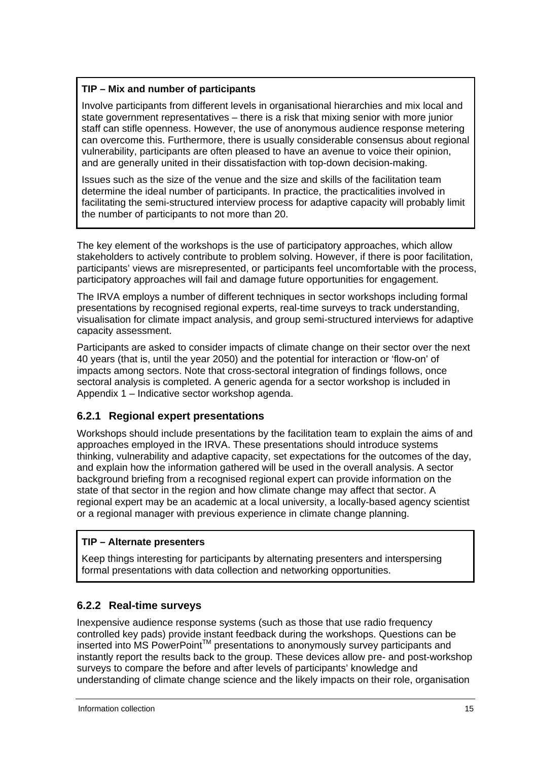**TIP – Mix and number of participants**

Involve participants from different levels in organisational hierarchies and mix local and state government representatives – there is a risk that mixing senior with more junior staff can stifle openness. However, the use of anonymous audience response metering can overcome this. Furthermore, there is usually considerable consensus about regional vulnerability, participants are often pleased to have an avenue to voice their opinion, and are generally united in their dissatisfaction with top-down decision-making.

Issues such as the size of the venue and the size and skills of the facilitation team determine the ideal number of participants. In practice, the practicalities involved in facilitating the semi-structured interview process for adaptive capacity will probably limit the number of participants to not more than 20.

The key element of the workshops is the use of participatory approaches, which allow stakeholders to actively contribute to problem solving. However, if there is poor facilitation, participants' views are misrepresented, or participants feel uncomfortable with the process, participatory approaches will fail and damage future opportunities for engagement.

The IRVA employs a number of different techniques in sector workshops including formal presentations by recognised regional experts, real-time surveys to track understanding, visualisation for climate impact analysis, and group semi-structured interviews for adaptive capacity assessment.

Participants are asked to consider impacts of climate change on their sector over the next 40 years (that is, until the year 2050) and the potential for interaction or 'flow-on' of impacts among sectors. Note that cross-sectoral integration of findings follows, once sectoral analysis is completed. A generic agenda for a sector workshop is included in Appendix 1 – Indicative sector workshop agenda.

### 6.2.1 Regional expert presentations

Workshops should include presentations by the facilitation team to explain the aims of and approaches employed in the IRVA. These presentations should introduce systems thinking, vulnerability and adaptive capacity, set expectations for the outcomes of the day, and explain how the information gathered will be used in the overall analysis. A sector background briefing from a recognised regional expert can provide information on the state of that sector in the region and how climate change may affect that sector. A regional expert may be an academic at a local university, a locally-based agency scientist or a regional manager with previous experience in climate change planning.

**TIP – Alternate presenters**

Keep things interesting for participants by alternating presenters and interspersing formal presentations with data collection and networking opportunities.

### 6.2.2 Real-time surveys

Inexpensive audience response systems (such as those that use radio frequency controlled key pads) provide instant feedback during the workshops. Questions can be inserted into MS PowerPoint™ presentations to anonymously survey participants and instantly report the results back to the group. These devices allow pre- and post-workshop surveys to compare the before and after levels of participants' knowledge and understanding of climate change science and the likely impacts on their role, organisation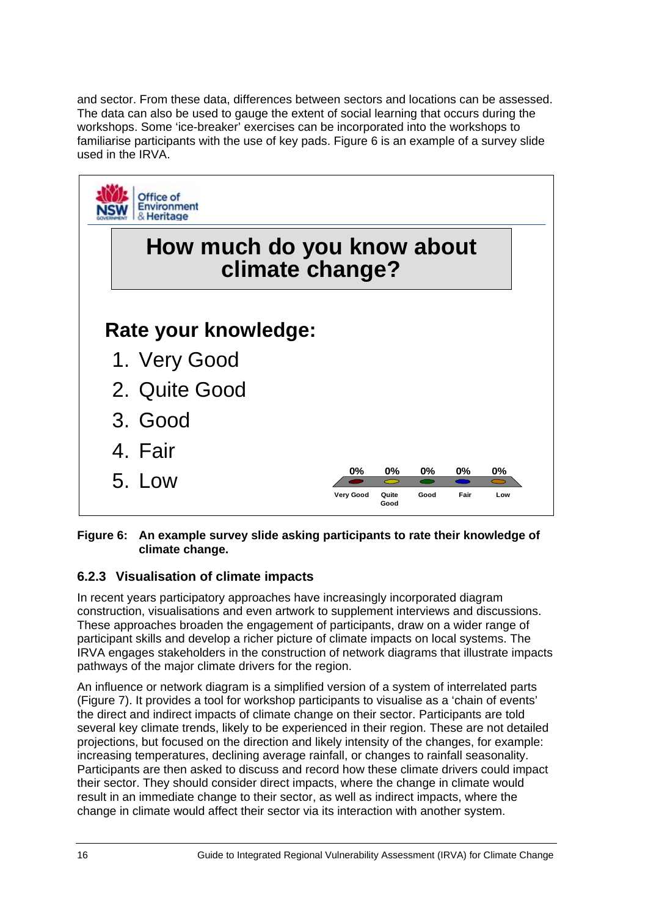and sector. From these data, differences between sectors and locations can be assessed. The data can also be used to gauge the extent of social learning that occurs during the workshops. Some 'ice-breaker' exercises can be incorporated into the workshops to familiarise participants with the use of key pads. Figure 6 is an example of a survey slide used in the IRVA.

Office of Environment & Heritage

**How much do you know about climate change?**

**Rate your knowledge:**

1. Very Good
2. Quite Good
3. Good
4. Fair
5. Low

| Very Good | Quite Good | Good | Fair | Low |
|---|---|---|---|---|
| 0% | 0% | 0% | 0% | 0% |

**Figure 6: An example survey slide asking participants to rate their knowledge of climate change.**

### 6.2.3 Visualisation of climate impacts

In recent years participatory approaches have increasingly incorporated diagram construction, visualisations and even artwork to supplement interviews and discussions. These approaches broaden the engagement of participants, draw on a wider range of participant skills and develop a richer picture of climate impacts on local systems. The IRVA engages stakeholders in the construction of network diagrams that illustrate impacts pathways of the major climate drivers for the region.

An influence or network diagram is a simplified version of a system of interrelated parts (Figure 7). It provides a tool for workshop participants to visualise as a 'chain of events' the direct and indirect impacts of climate change on their sector. Participants are told several key climate trends, likely to be experienced in their region. These are not detailed projections, but focused on the direction and likely intensity of the changes, for example: increasing temperatures, declining average rainfall, or changes to rainfall seasonality. Participants are then asked to discuss and record how these climate drivers could impact their sector. They should consider direct impacts, where the change in climate would result in an immediate change to their sector, as well as indirect impacts, where the change in climate would affect their sector via its interaction with another system.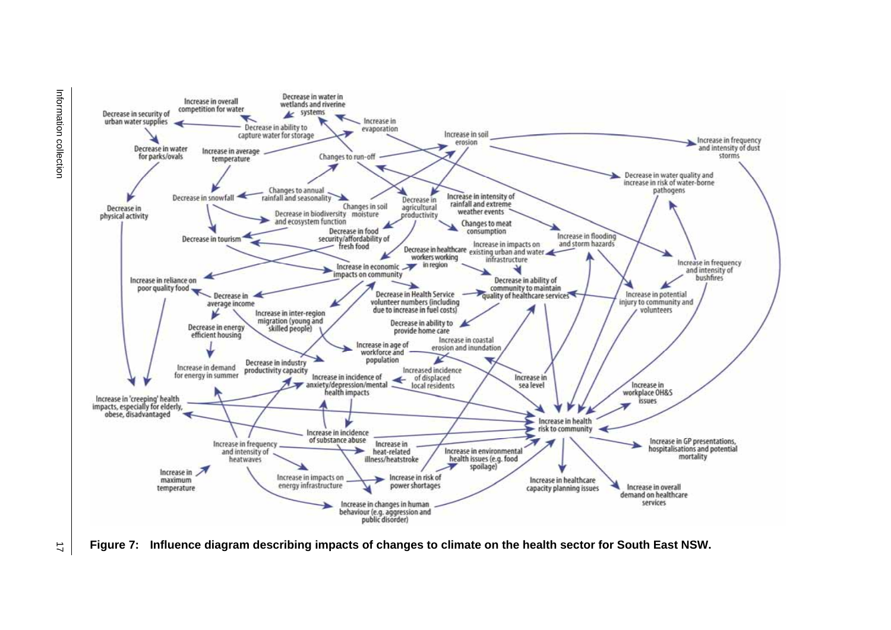**Figure 7: Influence diagram describing impacts of changes to climate on the health sector for South East NSW.**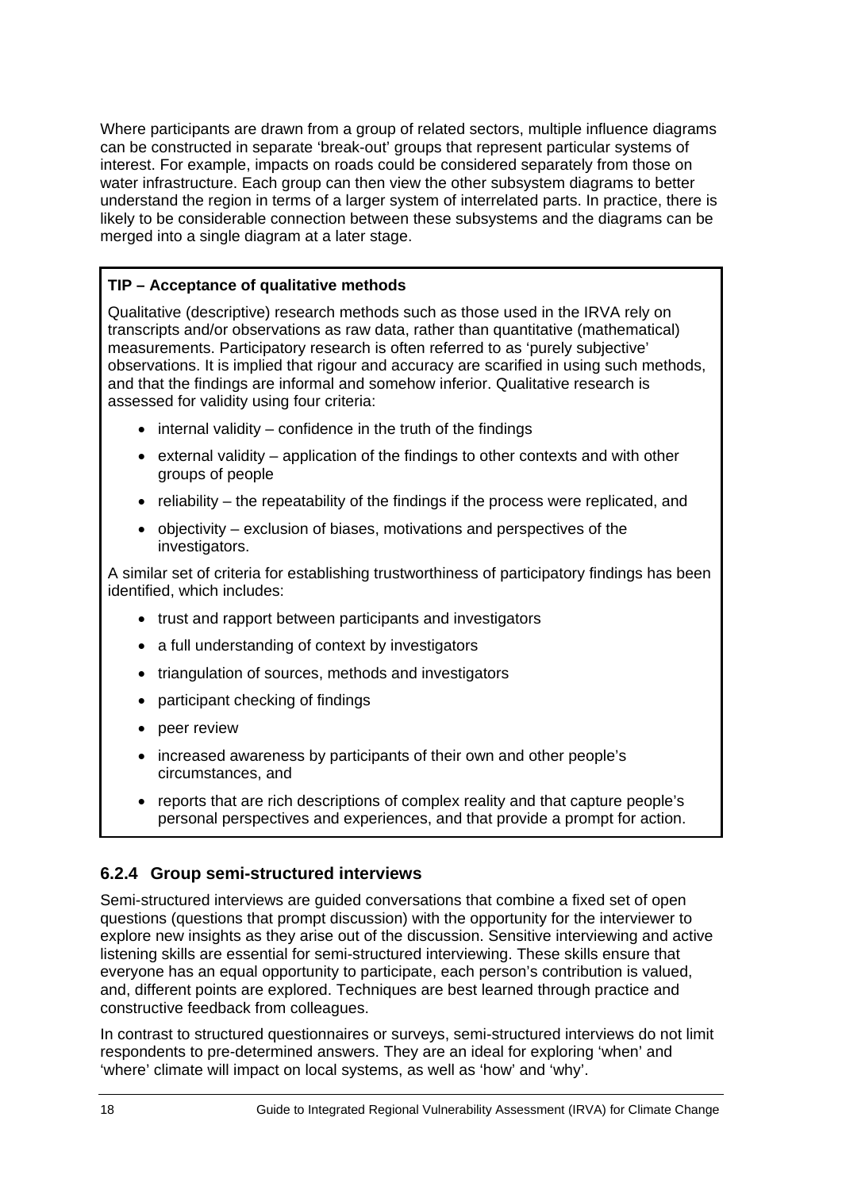Where participants are drawn from a group of related sectors, multiple influence diagrams can be constructed in separate 'break-out' groups that represent particular systems of interest. For example, impacts on roads could be considered separately from those on water infrastructure. Each group can then view the other subsystem diagrams to better understand the region in terms of a larger system of interrelated parts. In practice, there is likely to be considerable connection between these subsystems and the diagrams can be merged into a single diagram at a later stage.

> **TIP – Acceptance of qualitative methods**
>
> Qualitative (descriptive) research methods such as those used in the IRVA rely on transcripts and/or observations as raw data, rather than quantitative (mathematical) measurements. Participatory research is often referred to as 'purely subjective' observations. It is implied that rigour and accuracy are scarified in using such methods, and that the findings are informal and somehow inferior. Qualitative research is assessed for validity using four criteria:
>
> - internal validity – confidence in the truth of the findings
> - external validity – application of the findings to other contexts and with other groups of people
> - reliability – the repeatability of the findings if the process were replicated, and
> - objectivity – exclusion of biases, motivations and perspectives of the investigators.
>
> A similar set of criteria for establishing trustworthiness of participatory findings has been identified, which includes:
>
> - trust and rapport between participants and investigators
> - a full understanding of context by investigators
> - triangulation of sources, methods and investigators
> - participant checking of findings
> - peer review
> - increased awareness by participants of their own and other people's circumstances, and
> - reports that are rich descriptions of complex reality and that capture people's personal perspectives and experiences, and that provide a prompt for action.

### 6.2.4 Group semi-structured interviews

Semi-structured interviews are guided conversations that combine a fixed set of open questions (questions that prompt discussion) with the opportunity for the interviewer to explore new insights as they arise out of the discussion. Sensitive interviewing and active listening skills are essential for semi-structured interviewing. These skills ensure that everyone has an equal opportunity to participate, each person's contribution is valued, and, different points are explored. Techniques are best learned through practice and constructive feedback from colleagues.

In contrast to structured questionnaires or surveys, semi-structured interviews do not limit respondents to pre-determined answers. They are an ideal for exploring 'when' and 'where' climate will impact on local systems, as well as 'how' and 'why'.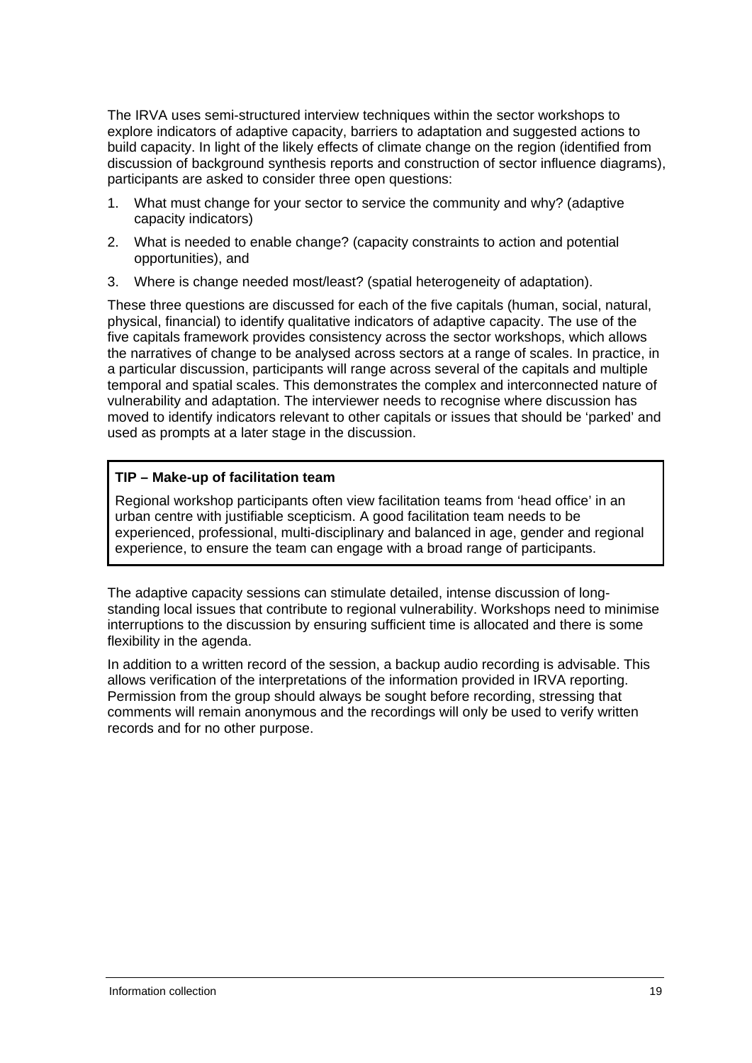The IRVA uses semi-structured interview techniques within the sector workshops to explore indicators of adaptive capacity, barriers to adaptation and suggested actions to build capacity. In light of the likely effects of climate change on the region (identified from discussion of background synthesis reports and construction of sector influence diagrams), participants are asked to consider three open questions:

1. What must change for your sector to service the community and why? (adaptive capacity indicators)
2. What is needed to enable change? (capacity constraints to action and potential opportunities), and
3. Where is change needed most/least? (spatial heterogeneity of adaptation).

These three questions are discussed for each of the five capitals (human, social, natural, physical, financial) to identify qualitative indicators of adaptive capacity. The use of the five capitals framework provides consistency across the sector workshops, which allows the narratives of change to be analysed across sectors at a range of scales. In practice, in a particular discussion, participants will range across several of the capitals and multiple temporal and spatial scales. This demonstrates the complex and interconnected nature of vulnerability and adaptation. The interviewer needs to recognise where discussion has moved to identify indicators relevant to other capitals or issues that should be 'parked' and used as prompts at a later stage in the discussion.

> **TIP – Make-up of facilitation team**
>
> Regional workshop participants often view facilitation teams from 'head office' in an urban centre with justifiable scepticism. A good facilitation team needs to be experienced, professional, multi-disciplinary and balanced in age, gender and regional experience, to ensure the team can engage with a broad range of participants.

The adaptive capacity sessions can stimulate detailed, intense discussion of long-standing local issues that contribute to regional vulnerability. Workshops need to minimise interruptions to the discussion by ensuring sufficient time is allocated and there is some flexibility in the agenda.

In addition to a written record of the session, a backup audio recording is advisable. This allows verification of the interpretations of the information provided in IRVA reporting. Permission from the group should always be sought before recording, stressing that comments will remain anonymous and the recordings will only be used to verify written records and for no other purpose.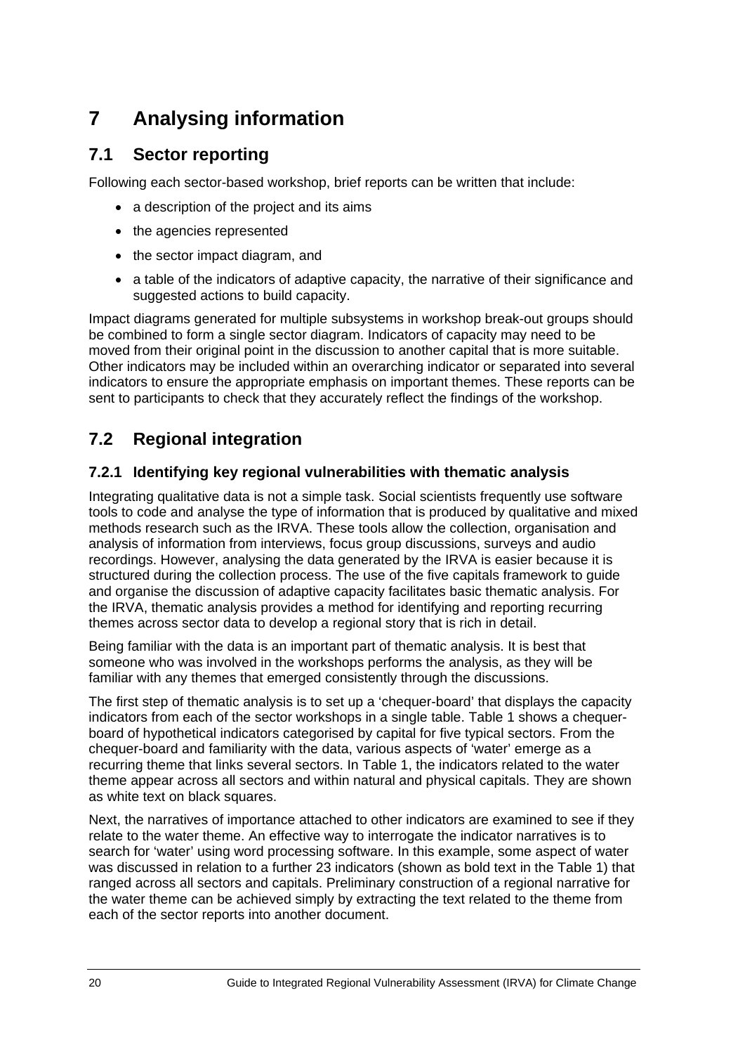# 7 Analysing information

## 7.1 Sector reporting

Following each sector-based workshop, brief reports can be written that include:

- a description of the project and its aims
- the agencies represented
- the sector impact diagram, and
- a table of the indicators of adaptive capacity, the narrative of their significance and suggested actions to build capacity.

Impact diagrams generated for multiple subsystems in workshop break-out groups should be combined to form a single sector diagram. Indicators of capacity may need to be moved from their original point in the discussion to another capital that is more suitable. Other indicators may be included within an overarching indicator or separated into several indicators to ensure the appropriate emphasis on important themes. These reports can be sent to participants to check that they accurately reflect the findings of the workshop.

## 7.2 Regional integration

### 7.2.1 Identifying key regional vulnerabilities with thematic analysis

Integrating qualitative data is not a simple task. Social scientists frequently use software tools to code and analyse the type of information that is produced by qualitative and mixed methods research such as the IRVA. These tools allow the collection, organisation and analysis of information from interviews, focus group discussions, surveys and audio recordings. However, analysing the data generated by the IRVA is easier because it is structured during the collection process. The use of the five capitals framework to guide and organise the discussion of adaptive capacity facilitates basic thematic analysis. For the IRVA, thematic analysis provides a method for identifying and reporting recurring themes across sector data to develop a regional story that is rich in detail.

Being familiar with the data is an important part of thematic analysis. It is best that someone who was involved in the workshops performs the analysis, as they will be familiar with any themes that emerged consistently through the discussions.

The first step of thematic analysis is to set up a 'chequer-board' that displays the capacity indicators from each of the sector workshops in a single table. Table 1 shows a chequer-board of hypothetical indicators categorised by capital for five typical sectors. From the chequer-board and familiarity with the data, various aspects of 'water' emerge as a recurring theme that links several sectors. In Table 1, the indicators related to the water theme appear across all sectors and within natural and physical capitals. They are shown as white text on black squares.

Next, the narratives of importance attached to other indicators are examined to see if they relate to the water theme. An effective way to interrogate the indicator narratives is to search for 'water' using word processing software. In this example, some aspect of water was discussed in relation to a further 23 indicators (shown as bold text in the Table 1) that ranged across all sectors and capitals. Preliminary construction of a regional narrative for the water theme can be achieved simply by extracting the text related to the theme from each of the sector reports into another document.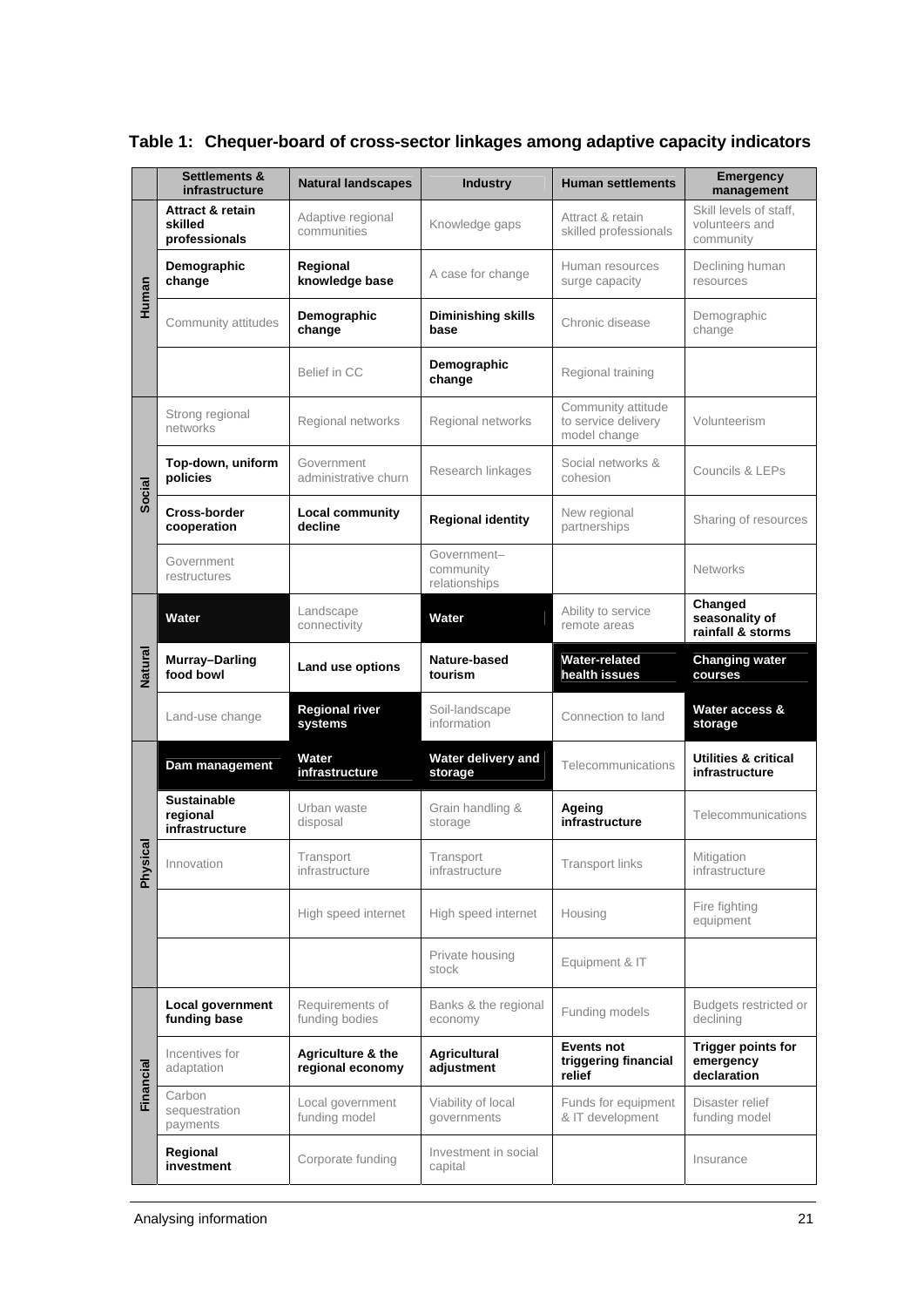### Table 1: Chequer-board of cross-sector linkages among adaptive capacity indicators

| | Settlements & infrastructure | Natural landscapes | Industry | Human settlements | Emergency management |
|---|---|---|---|---|---|
| Human | **Attract & retain skilled professionals** | Adaptive regional communities | Knowledge gaps | Attract & retain skilled professionals | Skill levels of staff, volunteers and community |
| | **Demographic change** | **Regional knowledge base** | A case for change | Human resources surge capacity | Declining human resources |
| | Community attitudes | **Demographic change** | **Diminishing skills base** | Chronic disease | Demographic change |
| | | Belief in CC | **Demographic change** | Regional training | |
| Social | Strong regional networks | Regional networks | Regional networks | Community attitude to service delivery model change | Volunteerism |
| | **Top-down, uniform policies** | Government administrative churn | Research linkages | Social networks & cohesion | Councils & LEPs |
| | **Cross-border cooperation** | **Local community decline** | **Regional identity** | New regional partnerships | Sharing of resources |
| | Government restructures | | Government–community relationships | | Networks |
| Natural | **Water** | Landscape connectivity | **Water** | Ability to service remote areas | **Changed seasonality of rainfall & storms** |
| | **Murray–Darling food bowl** | **Land use options** | **Nature-based tourism** | **Water-related health issues** | **Changing water courses** |
| | Land-use change | **Regional river systems** | Soil-landscape information | Connection to land | **Water access & storage** |
| Physical | **Dam management** | **Water infrastructure** | **Water delivery and storage** | Telecommunications | **Utilities & critical infrastructure** |
| | **Sustainable regional infrastructure** | Urban waste disposal | Grain handling & storage | **Ageing infrastructure** | Telecommunications |
| | Innovation | Transport infrastructure | Transport infrastructure | Transport links | Mitigation infrastructure |
| | | High speed internet | High speed internet | Housing | Fire fighting equipment |
| | | | Private housing stock | Equipment & IT | |
| Financial | **Local government funding base** | Requirements of funding bodies | Banks & the regional economy | Funding models | Budgets restricted or declining |
| | Incentives for adaptation | **Agriculture & the regional economy** | **Agricultural adjustment** | **Events not triggering financial relief** | **Trigger points for emergency declaration** |
| | Carbon sequestration payments | Local government funding model | Viability of local governments | Funds for equipment & IT development | Disaster relief funding model |
| | **Regional investment** | Corporate funding | Investment in social capital | | Insurance |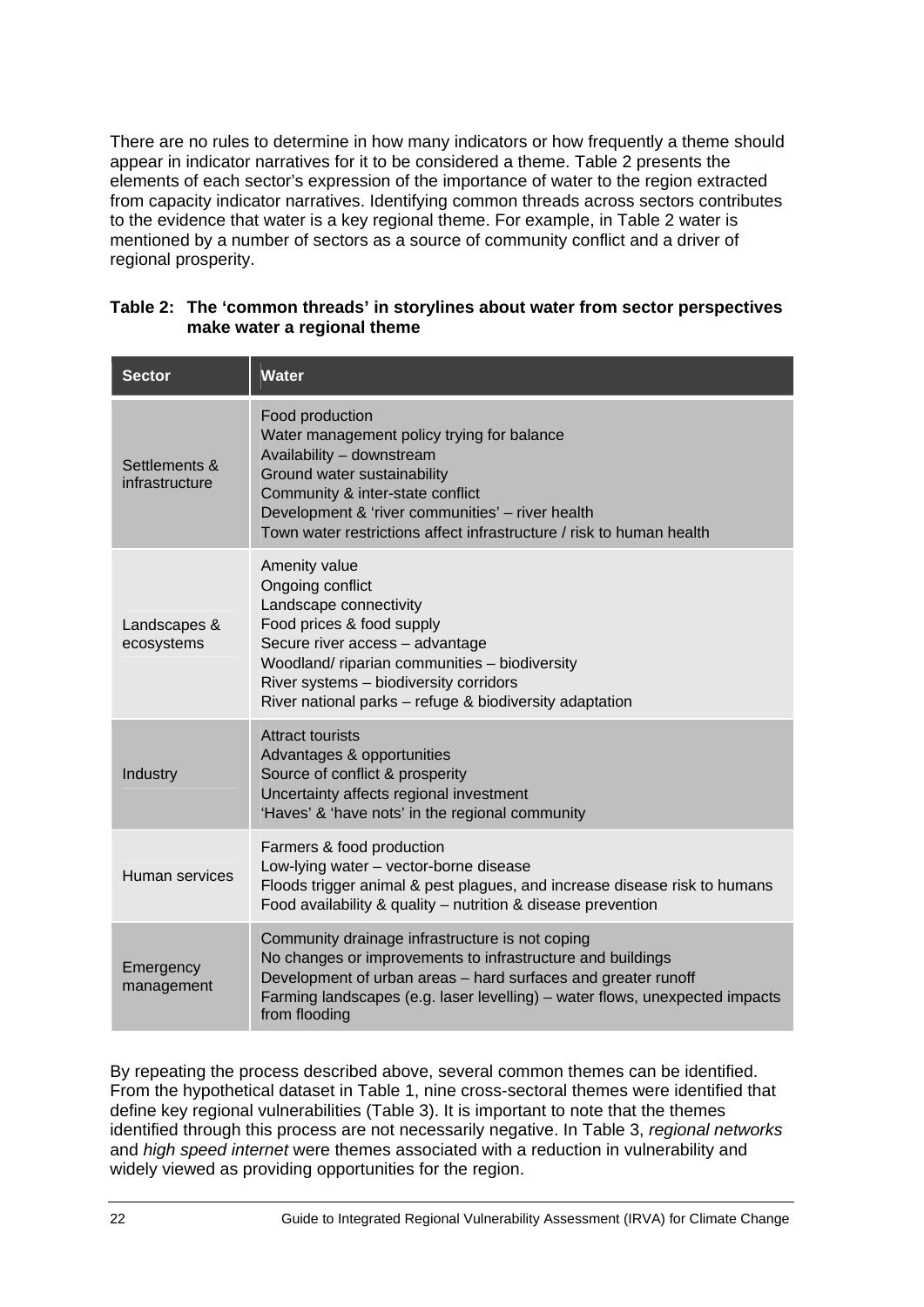There are no rules to determine in how many indicators or how frequently a theme should appear in indicator narratives for it to be considered a theme. Table 2 presents the elements of each sector's expression of the importance of water to the region extracted from capacity indicator narratives. Identifying common threads across sectors contributes to the evidence that water is a key regional theme. For example, in Table 2 water is mentioned by a number of sectors as a source of community conflict and a driver of regional prosperity.

**Table 2: The 'common threads' in storylines about water from sector perspectives make water a regional theme**

| Sector | Water |
| --- | --- |
| Settlements & infrastructure | Food production<br>Water management policy trying for balance<br>Availability – downstream<br>Ground water sustainability<br>Community & inter-state conflict<br>Development & 'river communities' – river health<br>Town water restrictions affect infrastructure / risk to human health |
| Landscapes & ecosystems | Amenity value<br>Ongoing conflict<br>Landscape connectivity<br>Food prices & food supply<br>Secure river access – advantage<br>Woodland/ riparian communities – biodiversity<br>River systems – biodiversity corridors<br>River national parks – refuge & biodiversity adaptation |
| Industry | Attract tourists<br>Advantages & opportunities<br>Source of conflict & prosperity<br>Uncertainty affects regional investment<br>'Haves' & 'have nots' in the regional community |
| Human services | Farmers & food production<br>Low-lying water – vector-borne disease<br>Floods trigger animal & pest plagues, and increase disease risk to humans<br>Food availability & quality – nutrition & disease prevention |
| Emergency management | Community drainage infrastructure is not coping<br>No changes or improvements to infrastructure and buildings<br>Development of urban areas – hard surfaces and greater runoff<br>Farming landscapes (e.g. laser levelling) – water flows, unexpected impacts from flooding |

By repeating the process described above, several common themes can be identified. From the hypothetical dataset in Table 1, nine cross-sectoral themes were identified that define key regional vulnerabilities (Table 3). It is important to note that the themes identified through this process are not necessarily negative. In Table 3, *regional networks* and *high speed internet* were themes associated with a reduction in vulnerability and widely viewed as providing opportunities for the region.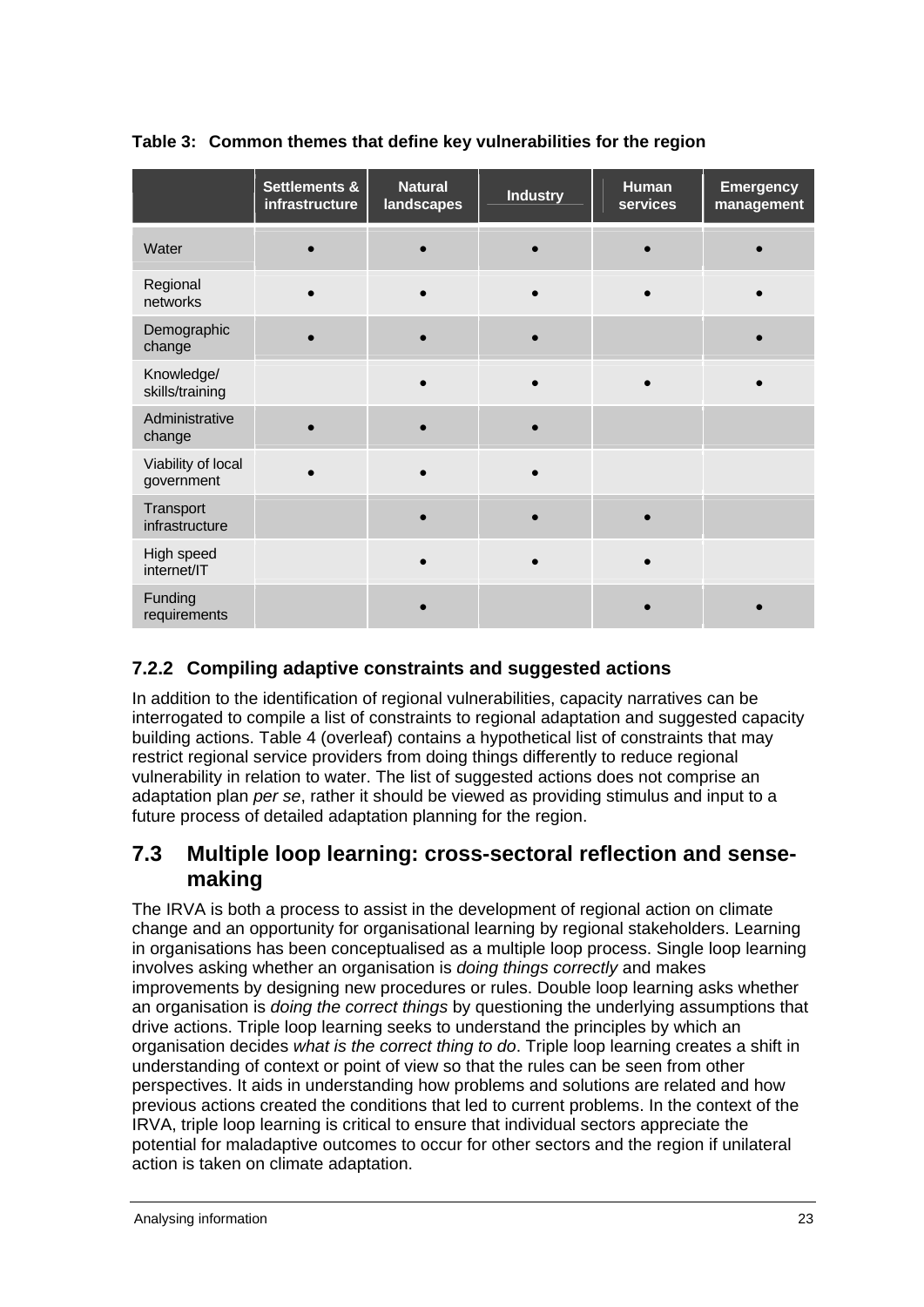**Table 3: Common themes that define key vulnerabilities for the region**

| | Settlements & infrastructure | Natural landscapes | Industry | Human services | Emergency management |
|---|---|---|---|---|---|
| Water | ● | ● | ● | ● | ● |
| Regional networks | ● | ● | ● | ● | ● |
| Demographic change | ● | ● | ● | | ● |
| Knowledge/ skills/training | | ● | ● | ● | ● |
| Administrative change | ● | ● | ● | | |
| Viability of local government | ● | ● | ● | | |
| Transport infrastructure | | ● | ● | ● | |
| High speed internet/IT | | ● | ● | ● | |
| Funding requirements | | ● | | ● | ● |

### 7.2.2 Compiling adaptive constraints and suggested actions

In addition to the identification of regional vulnerabilities, capacity narratives can be interrogated to compile a list of constraints to regional adaptation and suggested capacity building actions. Table 4 (overleaf) contains a hypothetical list of constraints that may restrict regional service providers from doing things differently to reduce regional vulnerability in relation to water. The list of suggested actions does not comprise an adaptation plan *per se*, rather it should be viewed as providing stimulus and input to a future process of detailed adaptation planning for the region.

## 7.3 Multiple loop learning: cross-sectoral reflection and sense-making

The IRVA is both a process to assist in the development of regional action on climate change and an opportunity for organisational learning by regional stakeholders. Learning in organisations has been conceptualised as a multiple loop process. Single loop learning involves asking whether an organisation is *doing things correctly* and makes improvements by designing new procedures or rules. Double loop learning asks whether an organisation is *doing the correct things* by questioning the underlying assumptions that drive actions. Triple loop learning seeks to understand the principles by which an organisation decides *what is the correct thing to do*. Triple loop learning creates a shift in understanding of context or point of view so that the rules can be seen from other perspectives. It aids in understanding how problems and solutions are related and how previous actions created the conditions that led to current problems. In the context of the IRVA, triple loop learning is critical to ensure that individual sectors appreciate the potential for maladaptive outcomes to occur for other sectors and the region if unilateral action is taken on climate adaptation.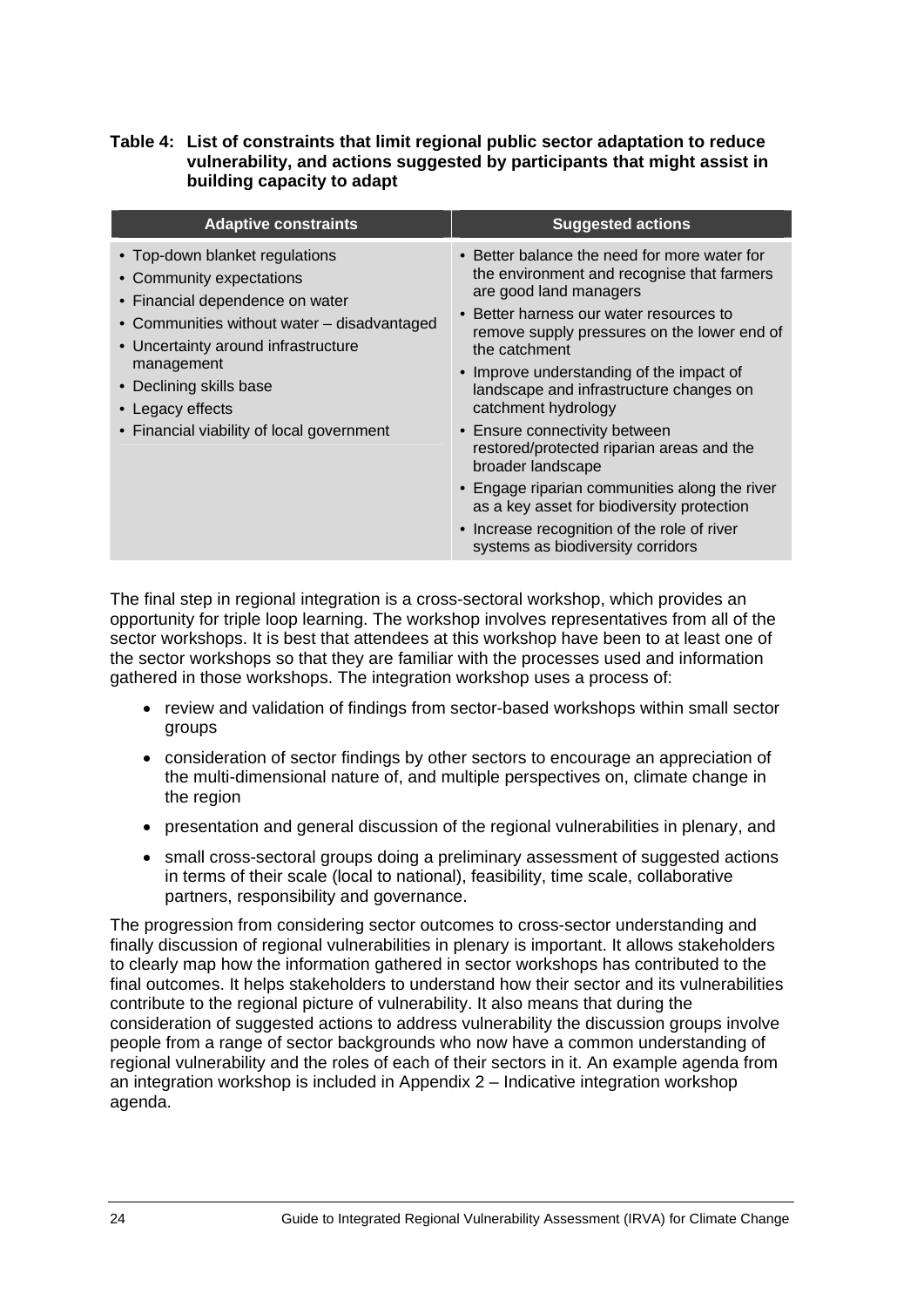**Table 4: List of constraints that limit regional public sector adaptation to reduce vulnerability, and actions suggested by participants that might assist in building capacity to adapt**

| Adaptive constraints | Suggested actions |
|---|---|
| • Top-down blanket regulations<br>• Community expectations<br>• Financial dependence on water<br>• Communities without water – disadvantaged<br>• Uncertainty around infrastructure management<br>• Declining skills base<br>• Legacy effects<br>• Financial viability of local government | • Better balance the need for more water for the environment and recognise that farmers are good land managers<br>• Better harness our water resources to remove supply pressures on the lower end of the catchment<br>• Improve understanding of the impact of landscape and infrastructure changes on catchment hydrology<br>• Ensure connectivity between restored/protected riparian areas and the broader landscape<br>• Engage riparian communities along the river as a key asset for biodiversity protection<br>• Increase recognition of the role of river systems as biodiversity corridors |

The final step in regional integration is a cross-sectoral workshop, which provides an opportunity for triple loop learning. The workshop involves representatives from all of the sector workshops. It is best that attendees at this workshop have been to at least one of the sector workshops so that they are familiar with the processes used and information gathered in those workshops. The integration workshop uses a process of:

- review and validation of findings from sector-based workshops within small sector groups
- consideration of sector findings by other sectors to encourage an appreciation of the multi-dimensional nature of, and multiple perspectives on, climate change in the region
- presentation and general discussion of the regional vulnerabilities in plenary, and
- small cross-sectoral groups doing a preliminary assessment of suggested actions in terms of their scale (local to national), feasibility, time scale, collaborative partners, responsibility and governance.

The progression from considering sector outcomes to cross-sector understanding and finally discussion of regional vulnerabilities in plenary is important. It allows stakeholders to clearly map how the information gathered in sector workshops has contributed to the final outcomes. It helps stakeholders to understand how their sector and its vulnerabilities contribute to the regional picture of vulnerability. It also means that during the consideration of suggested actions to address vulnerability the discussion groups involve people from a range of sector backgrounds who now have a common understanding of regional vulnerability and the roles of each of their sectors in it. An example agenda from an integration workshop is included in Appendix 2 – Indicative integration workshop agenda.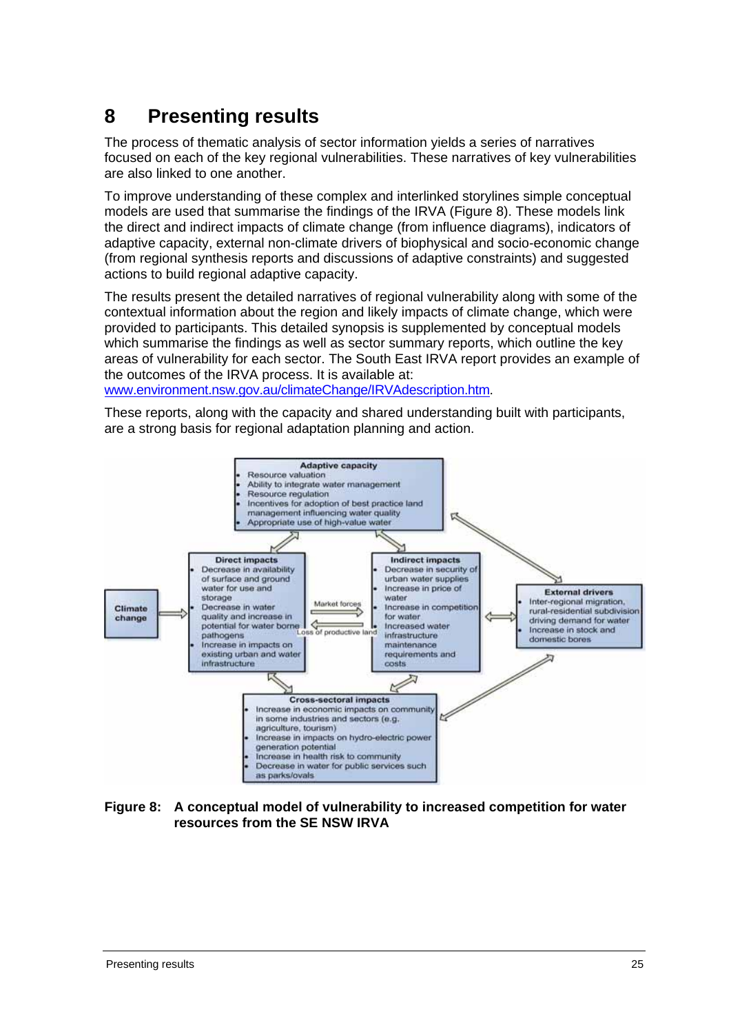# 8 Presenting results

The process of thematic analysis of sector information yields a series of narratives focused on each of the key regional vulnerabilities. These narratives of key vulnerabilities are also linked to one another.

To improve understanding of these complex and interlinked storylines simple conceptual models are used that summarise the findings of the IRVA (Figure 8). These models link the direct and indirect impacts of climate change (from influence diagrams), indicators of adaptive capacity, external non-climate drivers of biophysical and socio-economic change (from regional synthesis reports and discussions of adaptive constraints) and suggested actions to build regional adaptive capacity.

The results present the detailed narratives of regional vulnerability along with some of the contextual information about the region and likely impacts of climate change, which were provided to participants. This detailed synopsis is supplemented by conceptual models which summarise the findings as well as sector summary reports, which outline the key areas of vulnerability for each sector. The South East IRVA report provides an example of the outcomes of the IRVA process. It is available at: www.environment.nsw.gov.au/climateChange/IRVAdescription.htm.

These reports, along with the capacity and shared understanding built with participants, are a strong basis for regional adaptation planning and action.

**Adaptive capacity**
- Resource valuation
- Ability to integrate water management
- Resource regulation
- Incentives for adoption of best practice land management influencing water quality
- Appropriate use of high-value water

**Climate change**

**Direct impacts**
- Decrease in availability of surface and ground water for use and storage
- Decrease in water quality and increase in potential for water borne pathogens
- Increase in impacts on existing urban and water infrastructure

Market forces

Loss of productive land

**Indirect impacts**
- Decrease in security of urban water supplies
- Increase in price of water
- Increase in competition for water
- Increased water infrastructure maintenance requirements and costs

**External drivers**
- Inter-regional migration, rural-residential subdivision driving demand for water
- Increase in stock and domestic bores

**Cross-sectoral impacts**
- Increase in economic impacts on community in some industries and sectors (e.g. agriculture, tourism)
- Increase in impacts on hydro-electric power generation potential
- Increase in health risk to community
- Decrease in water for public services such as parks/ovals

**Figure 8: A conceptual model of vulnerability to increased competition for water resources from the SE NSW IRVA**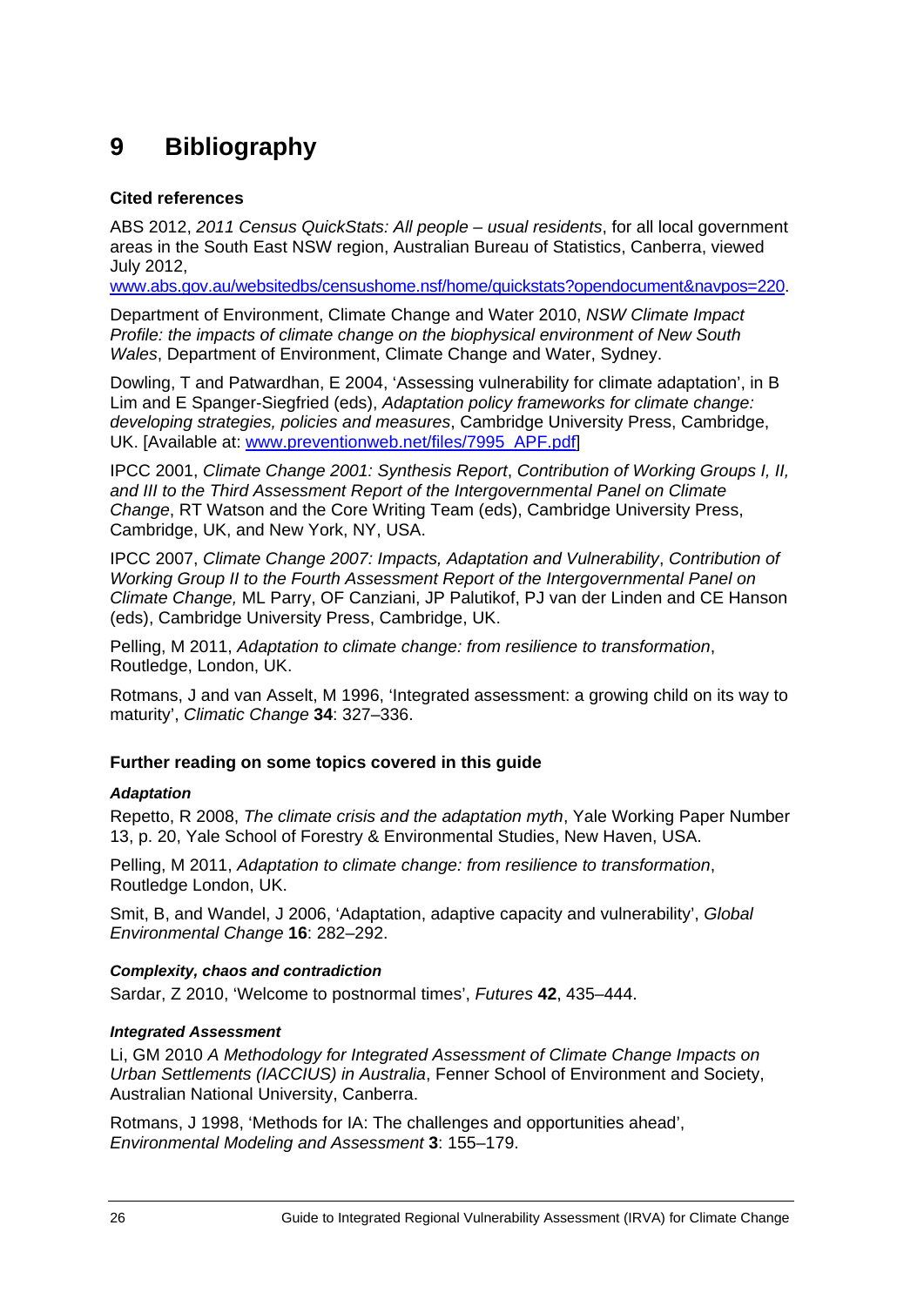# 9 Bibliography

**Cited references**

ABS 2012, *2011 Census QuickStats: All people – usual residents*, for all local government areas in the South East NSW region, Australian Bureau of Statistics, Canberra, viewed July 2012, www.abs.gov.au/websitedbs/censushome.nsf/home/quickstats?opendocument&navpos=220.

Department of Environment, Climate Change and Water 2010, *NSW Climate Impact Profile: the impacts of climate change on the biophysical environment of New South Wales*, Department of Environment, Climate Change and Water, Sydney.

Dowling, T and Patwardhan, E 2004, 'Assessing vulnerability for climate adaptation', in B Lim and E Spanger-Siegfried (eds), *Adaptation policy frameworks for climate change: developing strategies, policies and measures*, Cambridge University Press, Cambridge, UK. [Available at: www.preventionweb.net/files/7995_APF.pdf]

IPCC 2001, *Climate Change 2001: Synthesis Report*, *Contribution of Working Groups I, II, and III to the Third Assessment Report of the Intergovernmental Panel on Climate Change*, RT Watson and the Core Writing Team (eds), Cambridge University Press, Cambridge, UK, and New York, NY, USA.

IPCC 2007, *Climate Change 2007: Impacts, Adaptation and Vulnerability*, *Contribution of Working Group II to the Fourth Assessment Report of the Intergovernmental Panel on Climate Change,* ML Parry, OF Canziani, JP Palutikof, PJ van der Linden and CE Hanson (eds), Cambridge University Press, Cambridge, UK.

Pelling, M 2011, *Adaptation to climate change: from resilience to transformation*, Routledge, London, UK.

Rotmans, J and van Asselt, M 1996, 'Integrated assessment: a growing child on its way to maturity', *Climatic Change* **34**: 327–336.

**Further reading on some topics covered in this guide**

***Adaptation***

Repetto, R 2008, *The climate crisis and the adaptation myth*, Yale Working Paper Number 13, p. 20, Yale School of Forestry & Environmental Studies, New Haven, USA.

Pelling, M 2011, *Adaptation to climate change: from resilience to transformation*, Routledge London, UK.

Smit, B, and Wandel, J 2006, 'Adaptation, adaptive capacity and vulnerability', *Global Environmental Change* **16**: 282–292.

***Complexity, chaos and contradiction***

Sardar, Z 2010, 'Welcome to postnormal times', *Futures* **42**, 435–444.

***Integrated Assessment***

Li, GM 2010 *A Methodology for Integrated Assessment of Climate Change Impacts on Urban Settlements (IACCIUS) in Australia*, Fenner School of Environment and Society, Australian National University, Canberra.

Rotmans, J 1998, 'Methods for IA: The challenges and opportunities ahead', *Environmental Modeling and Assessment* **3**: 155–179.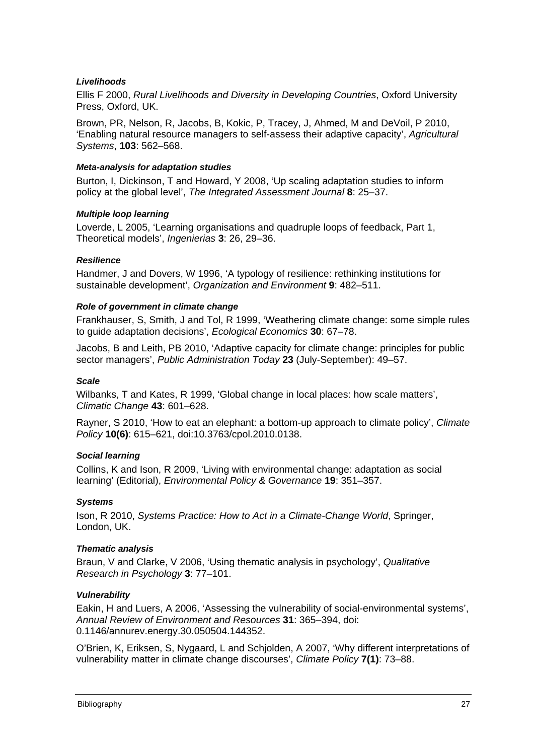***Livelihoods***

Ellis F 2000, *Rural Livelihoods and Diversity in Developing Countries*, Oxford University Press, Oxford, UK.

Brown, PR, Nelson, R, Jacobs, B, Kokic, P, Tracey, J, Ahmed, M and DeVoil, P 2010, 'Enabling natural resource managers to self-assess their adaptive capacity', *Agricultural Systems*, **103**: 562–568.

***Meta-analysis for adaptation studies***

Burton, I, Dickinson, T and Howard, Y 2008, 'Up scaling adaptation studies to inform policy at the global level', *The Integrated Assessment Journal* **8**: 25–37.

***Multiple loop learning***

Loverde, L 2005, 'Learning organisations and quadruple loops of feedback, Part 1, Theoretical models', *Ingenierias* **3**: 26, 29–36.

***Resilience***

Handmer, J and Dovers, W 1996, 'A typology of resilience: rethinking institutions for sustainable development', *Organization and Environment* **9**: 482–511.

***Role of government in climate change***

Frankhauser, S, Smith, J and Tol, R 1999, 'Weathering climate change: some simple rules to guide adaptation decisions', *Ecological Economics* **30**: 67–78.

Jacobs, B and Leith, PB 2010, 'Adaptive capacity for climate change: principles for public sector managers', *Public Administration Today* **23** (July-September): 49–57.

***Scale***

Wilbanks, T and Kates, R 1999, 'Global change in local places: how scale matters', *Climatic Change* **43**: 601–628.

Rayner, S 2010, 'How to eat an elephant: a bottom-up approach to climate policy', *Climate Policy* **10(6)**: 615–621, doi:10.3763/cpol.2010.0138.

***Social learning***

Collins, K and Ison, R 2009, 'Living with environmental change: adaptation as social learning' (Editorial), *Environmental Policy & Governance* **19**: 351–357.

***Systems***

Ison, R 2010, *Systems Practice: How to Act in a Climate-Change World*, Springer, London, UK.

***Thematic analysis***

Braun, V and Clarke, V 2006, 'Using thematic analysis in psychology', *Qualitative Research in Psychology* **3**: 77–101.

***Vulnerability***

Eakin, H and Luers, A 2006, 'Assessing the vulnerability of social-environmental systems', *Annual Review of Environment and Resources* **31**: 365–394, doi: 0.1146/annurev.energy.30.050504.144352.

O'Brien, K, Eriksen, S, Nygaard, L and Schjolden, A 2007, 'Why different interpretations of vulnerability matter in climate change discourses', *Climate Policy* **7(1)**: 73–88.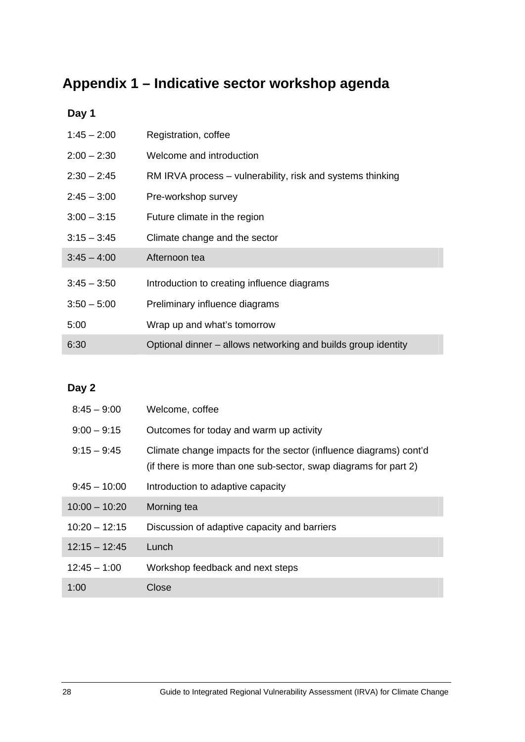# Appendix 1 – Indicative sector workshop agenda

**Day 1**

| | |
|---|---|
| 1:45 – 2:00 | Registration, coffee |
| 2:00 – 2:30 | Welcome and introduction |
| 2:30 – 2:45 | RM IRVA process – vulnerability, risk and systems thinking |
| 2:45 – 3:00 | Pre-workshop survey |
| 3:00 – 3:15 | Future climate in the region |
| 3:15 – 3:45 | Climate change and the sector |
| 3:45 – 4:00 | Afternoon tea |
| 3:45 – 3:50 | Introduction to creating influence diagrams |
| 3:50 – 5:00 | Preliminary influence diagrams |
| 5:00 | Wrap up and what's tomorrow |
| 6:30 | Optional dinner – allows networking and builds group identity |

**Day 2**

| | |
|---|---|
| 8:45 – 9:00 | Welcome, coffee |
| 9:00 – 9:15 | Outcomes for today and warm up activity |
| 9:15 – 9:45 | Climate change impacts for the sector (influence diagrams) cont'd (if there is more than one sub-sector, swap diagrams for part 2) |
| 9:45 – 10:00 | Introduction to adaptive capacity |
| 10:00 – 10:20 | Morning tea |
| 10:20 – 12:15 | Discussion of adaptive capacity and barriers |
| 12:15 – 12:45 | Lunch |
| 12:45 – 1:00 | Workshop feedback and next steps |
| 1:00 | Close |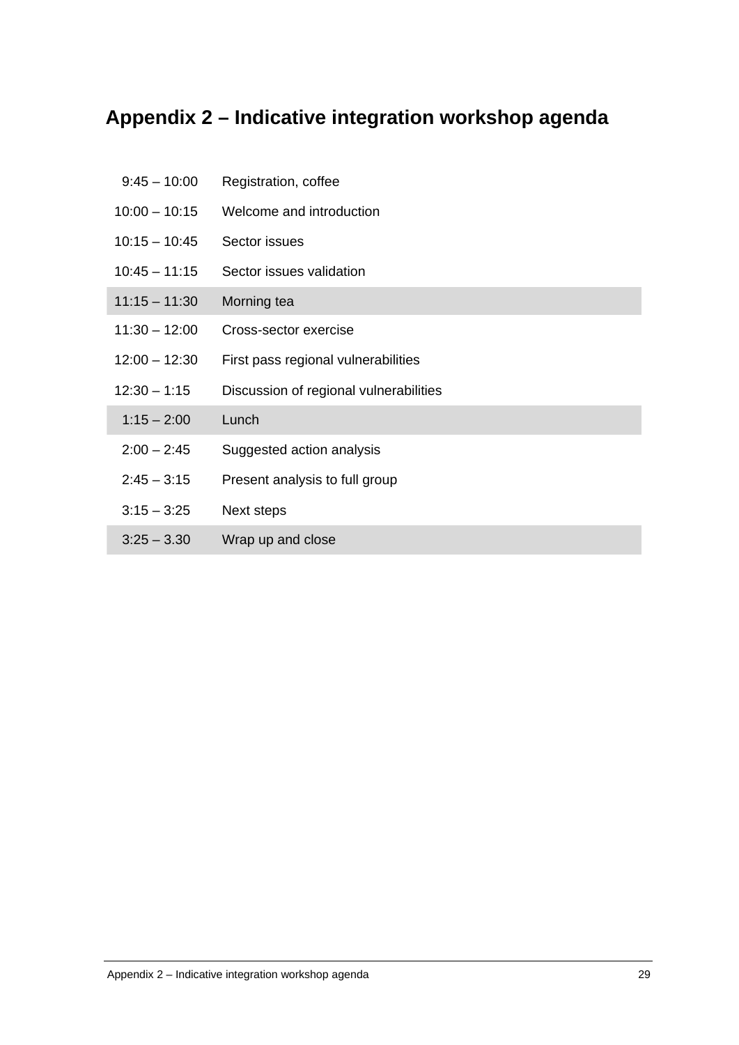# Appendix 2 – Indicative integration workshop agenda

| | |
|---|---|
| 9:45 – 10:00 | Registration, coffee |
| 10:00 – 10:15 | Welcome and introduction |
| 10:15 – 10:45 | Sector issues |
| 10:45 – 11:15 | Sector issues validation |
| 11:15 – 11:30 | Morning tea |
| 11:30 – 12:00 | Cross-sector exercise |
| 12:00 – 12:30 | First pass regional vulnerabilities |
| 12:30 – 1:15 | Discussion of regional vulnerabilities |
| 1:15 – 2:00 | Lunch |
| 2:00 – 2:45 | Suggested action analysis |
| 2:45 – 3:15 | Present analysis to full group |
| 3:15 – 3:25 | Next steps |
| 3:25 – 3.30 | Wrap up and close |